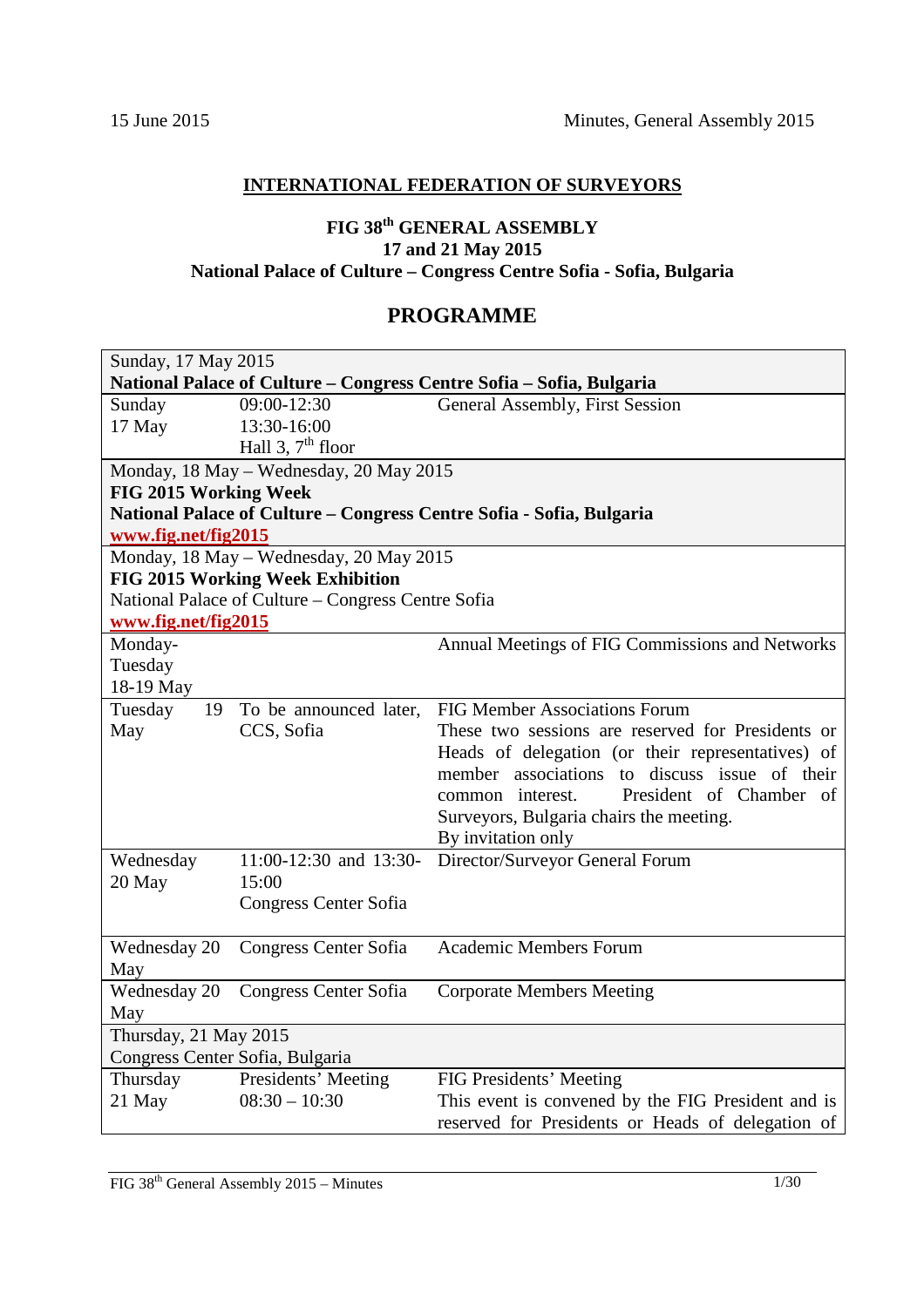**INTERNATIONAL FEDERATION OF SURVEYORS**

**FIG 38th GENERAL ASSEMBLY**
**17 and 21 May 2015**
**National Palace of Culture – Congress Centre Sofia - Sofia, Bulgaria**

## PROGRAMME

| Sunday, 17 May 2015<br>**National Palace of Culture – Congress Centre Sofia – Sofia, Bulgaria** | | |
|---|---|---|
| Sunday<br>17 May | 09:00-12:30<br>13:30-16:00<br>Hall 3, 7th floor | General Assembly, First Session |
| Monday, 18 May – Wednesday, 20 May 2015<br>**FIG 2015 Working Week**<br>**National Palace of Culture – Congress Centre Sofia - Sofia, Bulgaria**<br>**www.fig.net/fig2015** | | |
| Monday, 18 May – Wednesday, 20 May 2015<br>**FIG 2015 Working Week Exhibition**<br>National Palace of Culture – Congress Centre Sofia<br>**www.fig.net/fig2015** | | |
| Monday-Tuesday<br>18-19 May | | Annual Meetings of FIG Commissions and Networks |
| Tuesday 19 May | To be announced later, CCS, Sofia | FIG Member Associations Forum<br>These two sessions are reserved for Presidents or Heads of delegation (or their representatives) of member associations to discuss issue of their common interest. President of Chamber of Surveyors, Bulgaria chairs the meeting.<br>By invitation only |
| Wednesday<br>20 May | 11:00-12:30 and 13:30-15:00<br>Congress Center Sofia | Director/Surveyor General Forum |
| Wednesday 20 May | Congress Center Sofia | Academic Members Forum |
| Wednesday 20 May | Congress Center Sofia | Corporate Members Meeting |
| Thursday, 21 May 2015<br>Congress Center Sofia, Bulgaria | | |
| Thursday<br>21 May | Presidents' Meeting<br>08:30 – 10:30 | FIG Presidents' Meeting<br>This event is convened by the FIG President and is reserved for Presidents or Heads of delegation of |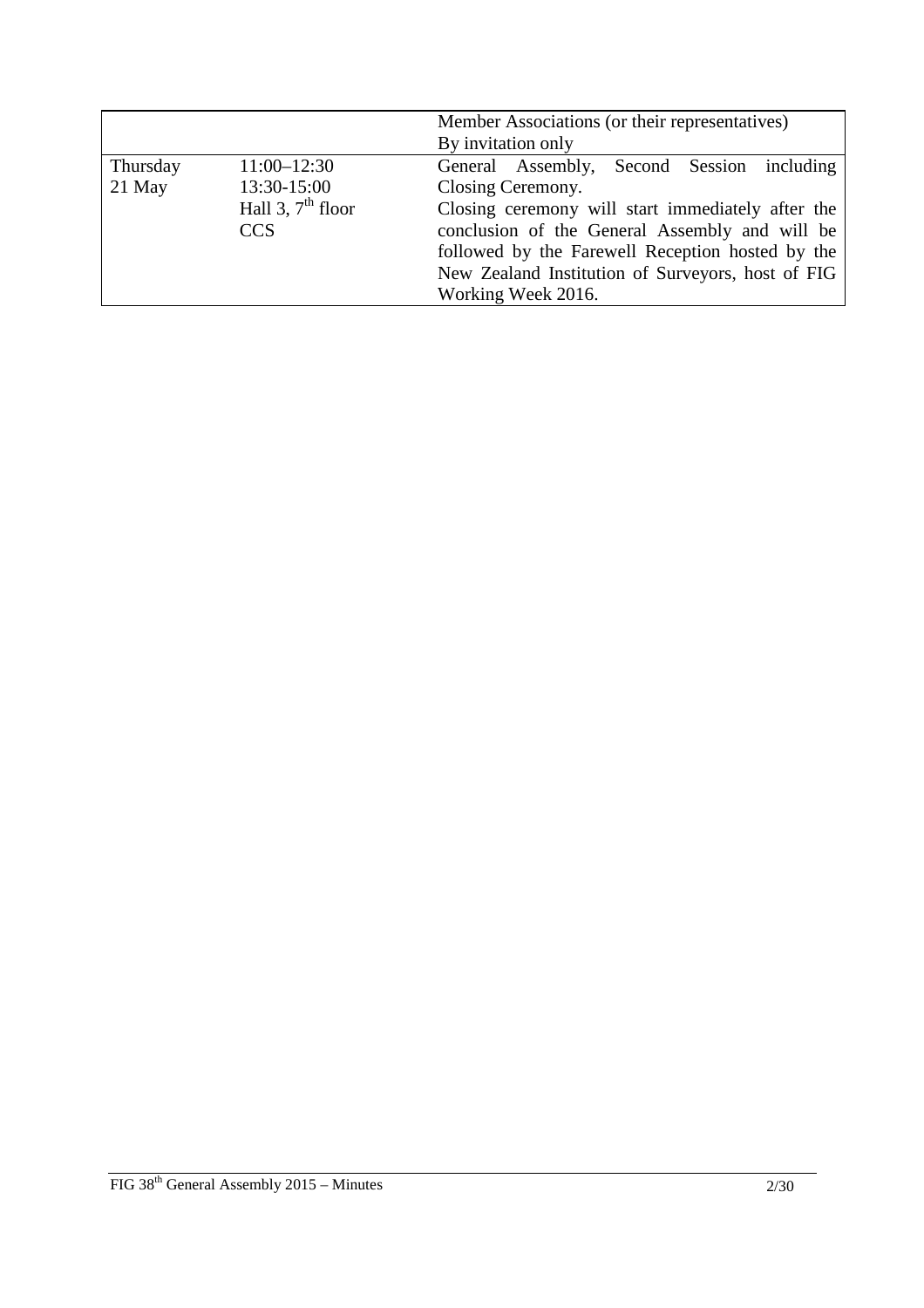| | | |
|---|---|---|
| | | Member Associations (or their representatives)<br>By invitation only |
| Thursday<br>21 May | 11:00–12:30<br>13:30-15:00<br>Hall 3, 7th floor<br>CCS | General Assembly, Second Session including Closing Ceremony.<br>Closing ceremony will start immediately after the conclusion of the General Assembly and will be followed by the Farewell Reception hosted by the New Zealand Institution of Surveyors, host of FIG Working Week 2016. |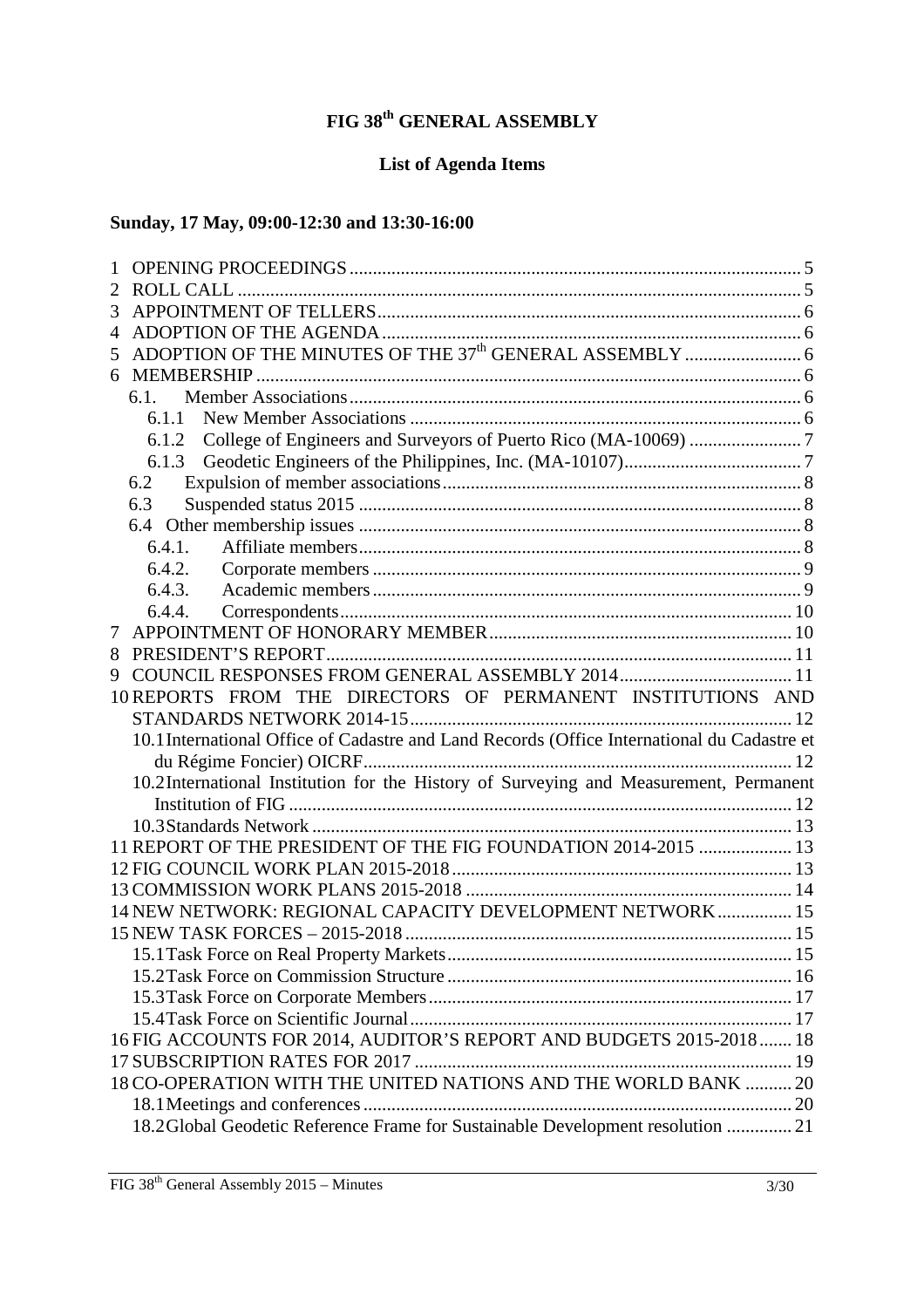# FIG 38th GENERAL ASSEMBLY

## List of Agenda Items

### Sunday, 17 May, 09:00-12:30 and 13:30-16:00

1 OPENING PROCEEDINGS ..... 5
2 ROLL CALL ..... 5
3 APPOINTMENT OF TELLERS ..... 6
4 ADOPTION OF THE AGENDA ..... 6
5 ADOPTION OF THE MINUTES OF THE 37th GENERAL ASSEMBLY ..... 6
6 MEMBERSHIP ..... 6
- 6.1. Member Associations ..... 6
  - 6.1.1 New Member Associations ..... 6
  - 6.1.2 College of Engineers and Surveyors of Puerto Rico (MA-10069) ..... 7
  - 6.1.3 Geodetic Engineers of the Philippines, Inc. (MA-10107) ..... 7
- 6.2 Expulsion of member associations ..... 8
- 6.3 Suspended status 2015 ..... 8
- 6.4 Other membership issues ..... 8
  - 6.4.1. Affiliate members ..... 8
  - 6.4.2. Corporate members ..... 9
  - 6.4.3. Academic members ..... 9
  - 6.4.4. Correspondents ..... 10

7 APPOINTMENT OF HONORARY MEMBER ..... 10
8 PRESIDENT'S REPORT ..... 11
9 COUNCIL RESPONSES FROM GENERAL ASSEMBLY 2014 ..... 11
10 REPORTS FROM THE DIRECTORS OF PERMANENT INSTITUTIONS AND STANDARDS NETWORK 2014-15 ..... 12
- 10.1 International Office of Cadastre and Land Records (Office International du Cadastre et du Régime Foncier) OICRF ..... 12
- 10.2 International Institution for the History of Surveying and Measurement, Permanent Institution of FIG ..... 12
- 10.3 Standards Network ..... 13

11 REPORT OF THE PRESIDENT OF THE FIG FOUNDATION 2014-2015 ..... 13
12 FIG COUNCIL WORK PLAN 2015-2018 ..... 13
13 COMMISSION WORK PLANS 2015-2018 ..... 14
14 NEW NETWORK: REGIONAL CAPACITY DEVELOPMENT NETWORK ..... 15
15 NEW TASK FORCES – 2015-2018 ..... 15
- 15.1 Task Force on Real Property Markets ..... 15
- 15.2 Task Force on Commission Structure ..... 16
- 15.3 Task Force on Corporate Members ..... 17
- 15.4 Task Force on Scientific Journal ..... 17

16 FIG ACCOUNTS FOR 2014, AUDITOR'S REPORT AND BUDGETS 2015-2018 ..... 18
17 SUBSCRIPTION RATES FOR 2017 ..... 19
18 CO-OPERATION WITH THE UNITED NATIONS AND THE WORLD BANK ..... 20
- 18.1 Meetings and conferences ..... 20
- 18.2 Global Geodetic Reference Frame for Sustainable Development resolution ..... 21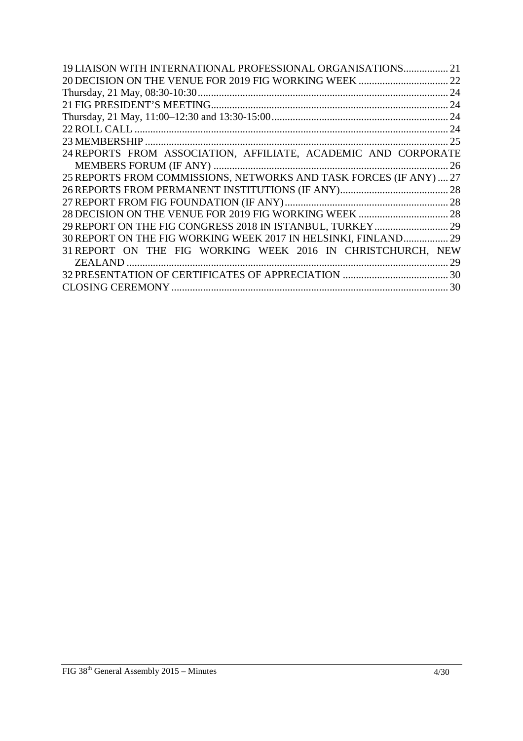19 LIAISON WITH INTERNATIONAL PROFESSIONAL ORGANISATIONS................. 21
20 DECISION ON THE VENUE FOR 2019 FIG WORKING WEEK .................................. 22
Thursday, 21 May, 08:30-10:30.............................................................................................. 24
21 FIG PRESIDENT'S MEETING......................................................................................... 24
Thursday, 21 May, 11:00–12:30 and 13:30-15:00.................................................................. 24
22 ROLL CALL ....................................................................................................................... 24
23 MEMBERSHIP ................................................................................................................... 25
24 REPORTS FROM ASSOCIATION, AFFILIATE, ACADEMIC AND CORPORATE MEMBERS FORUM (IF ANY) ......................................................................................... 26
25 REPORTS FROM COMMISSIONS, NETWORKS AND TASK FORCES (IF ANY) .... 27
26 REPORTS FROM PERMANENT INSTITUTIONS (IF ANY)......................................... 28
27 REPORT FROM FIG FOUNDATION (IF ANY).............................................................. 28
28 DECISION ON THE VENUE FOR 2019 FIG WORKING WEEK .................................. 28
29 REPORT ON THE FIG CONGRESS 2018 IN ISTANBUL, TURKEY............................ 29
30 REPORT ON THE FIG WORKING WEEK 2017 IN HELSINKI, FINLAND................. 29
31 REPORT ON THE FIG WORKING WEEK 2016 IN CHRISTCHURCH, NEW ZEALAND .......................................................................................................................... 29
32 PRESENTATION OF CERTIFICATES OF APPRECIATION ........................................ 30
CLOSING CEREMONY ......................................................................................................... 30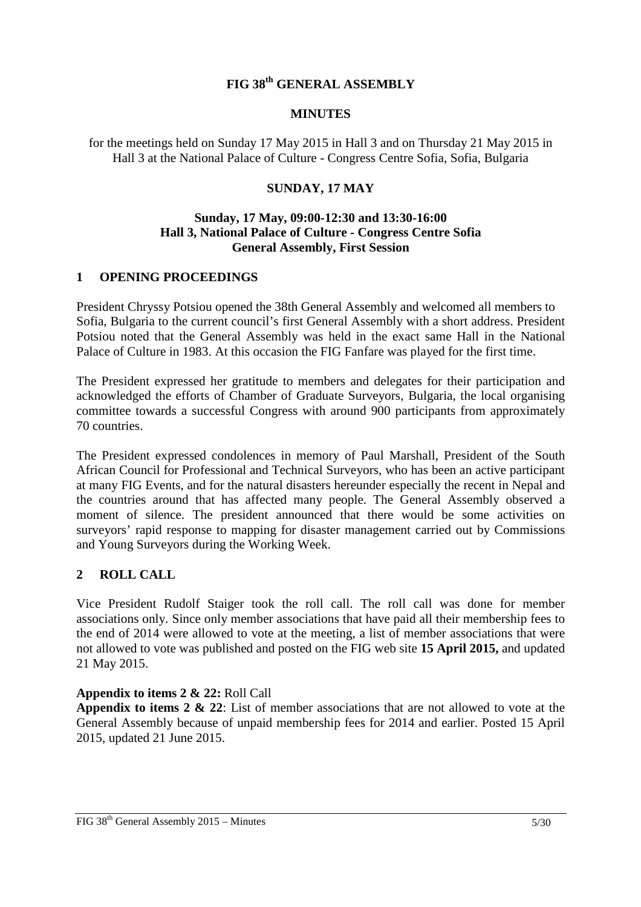# FIG 38th GENERAL ASSEMBLY

## MINUTES

for the meetings held on Sunday 17 May 2015 in Hall 3 and on Thursday 21 May 2015 in Hall 3 at the National Palace of Culture - Congress Centre Sofia, Sofia, Bulgaria

## SUNDAY, 17 MAY

### Sunday, 17 May, 09:00-12:30 and 13:30-16:00
### Hall 3, National Palace of Culture - Congress Centre Sofia
### General Assembly, First Session

## 1 OPENING PROCEEDINGS

President Chryssy Potsiou opened the 38th General Assembly and welcomed all members to Sofia, Bulgaria to the current council's first General Assembly with a short address. President Potsiou noted that the General Assembly was held in the exact same Hall in the National Palace of Culture in 1983. At this occasion the FIG Fanfare was played for the first time.

The President expressed her gratitude to members and delegates for their participation and acknowledged the efforts of Chamber of Graduate Surveyors, Bulgaria, the local organising committee towards a successful Congress with around 900 participants from approximately 70 countries.

The President expressed condolences in memory of Paul Marshall, President of the South African Council for Professional and Technical Surveyors, who has been an active participant at many FIG Events, and for the natural disasters hereunder especially the recent in Nepal and the countries around that has affected many people. The General Assembly observed a moment of silence. The president announced that there would be some activities on surveyors' rapid response to mapping for disaster management carried out by Commissions and Young Surveyors during the Working Week.

## 2 ROLL CALL

Vice President Rudolf Staiger took the roll call. The roll call was done for member associations only. Since only member associations that have paid all their membership fees to the end of 2014 were allowed to vote at the meeting, a list of member associations that were not allowed to vote was published and posted on the FIG web site **15 April 2015,** and updated 21 May 2015.

**Appendix to items 2 & 22:** Roll Call
**Appendix to items 2 & 22**: List of member associations that are not allowed to vote at the General Assembly because of unpaid membership fees for 2014 and earlier. Posted 15 April 2015, updated 21 June 2015.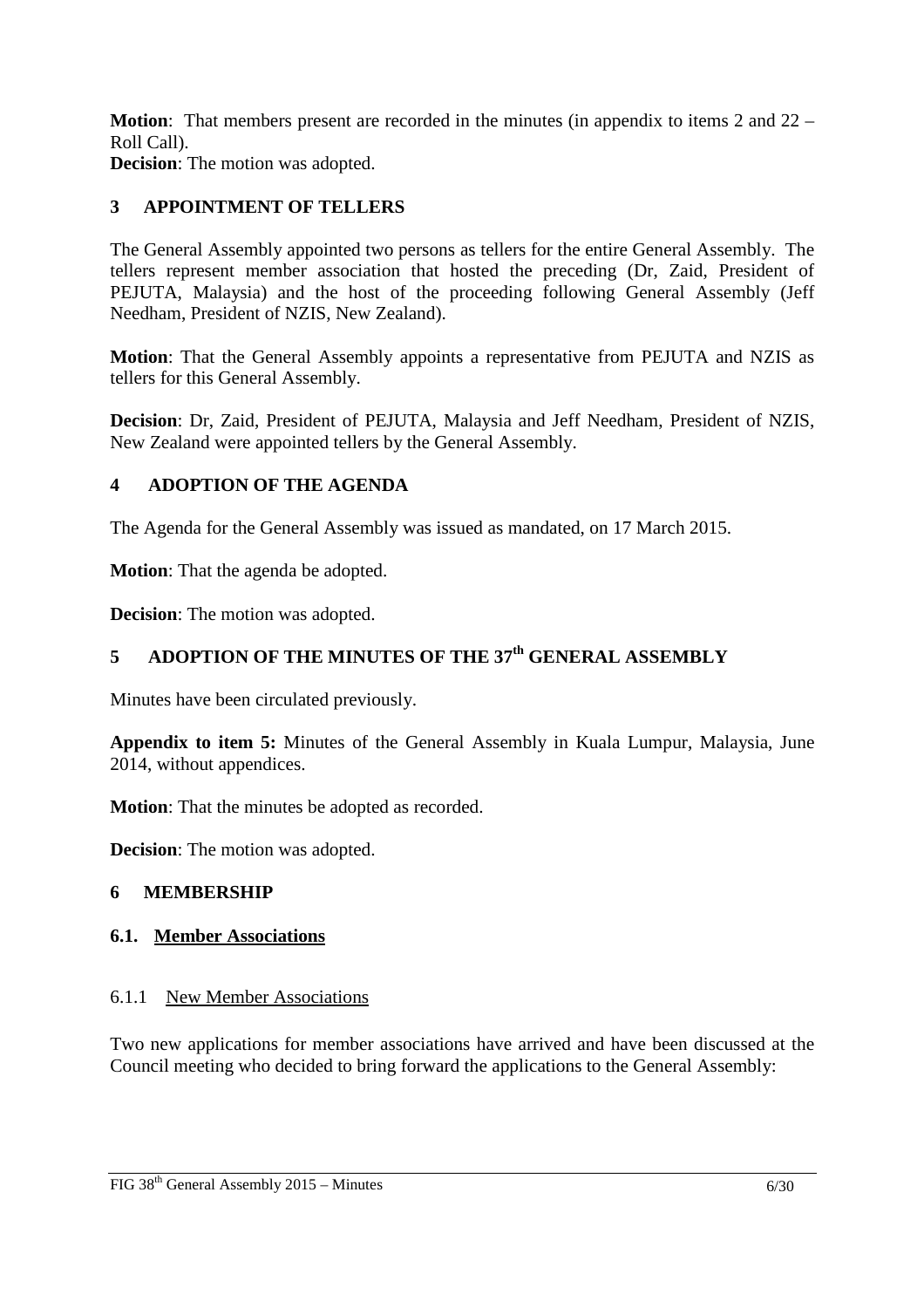**Motion**: That members present are recorded in the minutes (in appendix to items 2 and 22 – Roll Call).
**Decision**: The motion was adopted.

## 3 APPOINTMENT OF TELLERS

The General Assembly appointed two persons as tellers for the entire General Assembly. The tellers represent member association that hosted the preceding (Dr, Zaid, President of PEJUTA, Malaysia) and the host of the proceeding following General Assembly (Jeff Needham, President of NZIS, New Zealand).

**Motion**: That the General Assembly appoints a representative from PEJUTA and NZIS as tellers for this General Assembly.

**Decision**: Dr, Zaid, President of PEJUTA, Malaysia and Jeff Needham, President of NZIS, New Zealand were appointed tellers by the General Assembly.

## 4 ADOPTION OF THE AGENDA

The Agenda for the General Assembly was issued as mandated, on 17 March 2015.

**Motion**: That the agenda be adopted.

**Decision**: The motion was adopted.

## 5 ADOPTION OF THE MINUTES OF THE 37th GENERAL ASSEMBLY

Minutes have been circulated previously.

**Appendix to item 5:** Minutes of the General Assembly in Kuala Lumpur, Malaysia, June 2014, without appendices.

**Motion**: That the minutes be adopted as recorded.

**Decision**: The motion was adopted.

## 6 MEMBERSHIP

### 6.1. Member Associations

#### 6.1.1 New Member Associations

Two new applications for member associations have arrived and have been discussed at the Council meeting who decided to bring forward the applications to the General Assembly: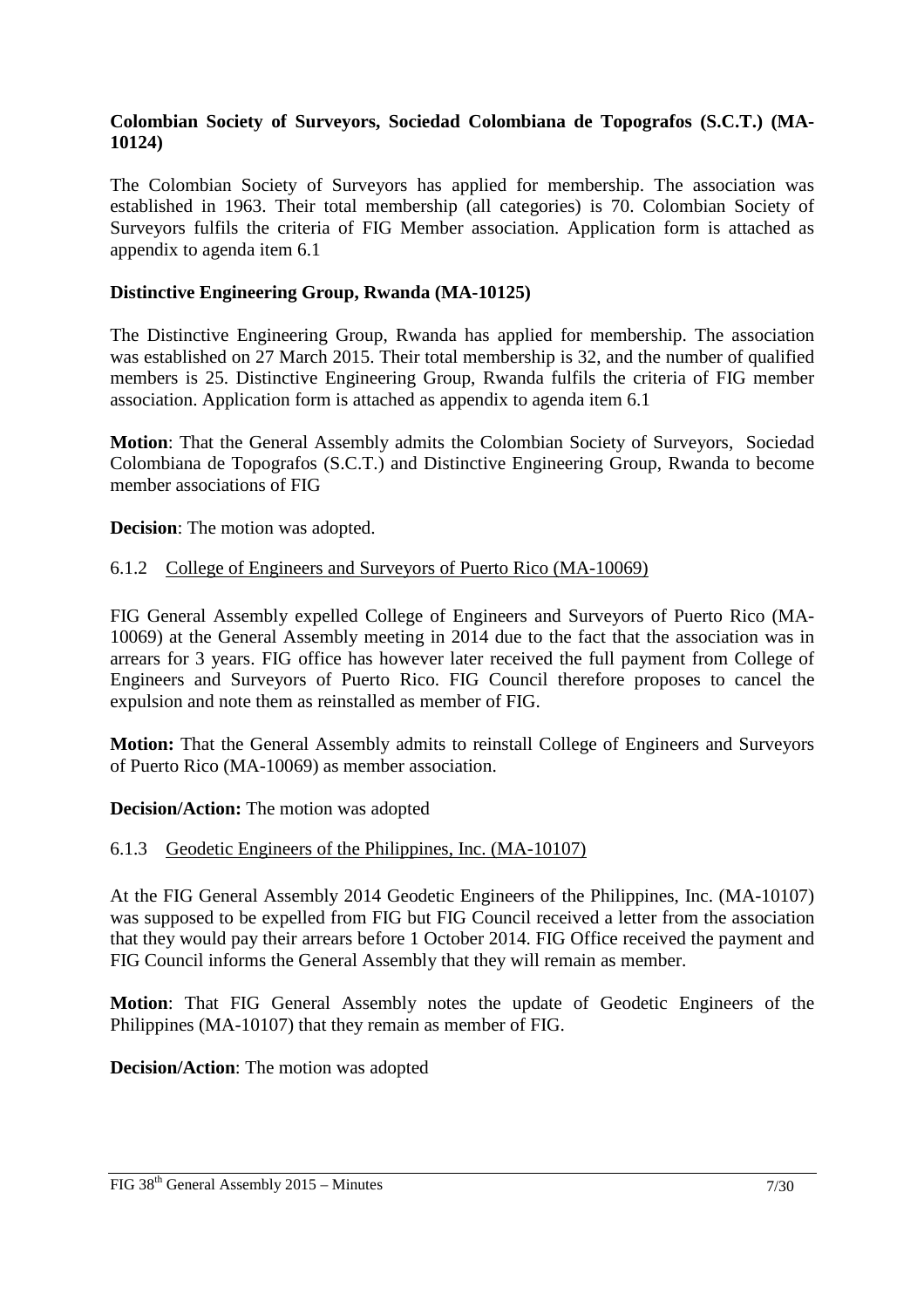**Colombian Society of Surveyors, Sociedad Colombiana de Topografos (S.C.T.) (MA-10124)**

The Colombian Society of Surveyors has applied for membership. The association was established in 1963. Their total membership (all categories) is 70. Colombian Society of Surveyors fulfils the criteria of FIG Member association. Application form is attached as appendix to agenda item 6.1

**Distinctive Engineering Group, Rwanda (MA-10125)**

The Distinctive Engineering Group, Rwanda has applied for membership. The association was established on 27 March 2015. Their total membership is 32, and the number of qualified members is 25. Distinctive Engineering Group, Rwanda fulfils the criteria of FIG member association. Application form is attached as appendix to agenda item 6.1

**Motion**: That the General Assembly admits the Colombian Society of Surveyors, Sociedad Colombiana de Topografos (S.C.T.) and Distinctive Engineering Group, Rwanda to become member associations of FIG

**Decision**: The motion was adopted.

6.1.2 College of Engineers and Surveyors of Puerto Rico (MA-10069)

FIG General Assembly expelled College of Engineers and Surveyors of Puerto Rico (MA-10069) at the General Assembly meeting in 2014 due to the fact that the association was in arrears for 3 years. FIG office has however later received the full payment from College of Engineers and Surveyors of Puerto Rico. FIG Council therefore proposes to cancel the expulsion and note them as reinstalled as member of FIG.

**Motion:** That the General Assembly admits to reinstall College of Engineers and Surveyors of Puerto Rico (MA-10069) as member association.

**Decision/Action:** The motion was adopted

6.1.3 Geodetic Engineers of the Philippines, Inc. (MA-10107)

At the FIG General Assembly 2014 Geodetic Engineers of the Philippines, Inc. (MA-10107) was supposed to be expelled from FIG but FIG Council received a letter from the association that they would pay their arrears before 1 October 2014. FIG Office received the payment and FIG Council informs the General Assembly that they will remain as member.

**Motion**: That FIG General Assembly notes the update of Geodetic Engineers of the Philippines (MA-10107) that they remain as member of FIG.

**Decision/Action**: The motion was adopted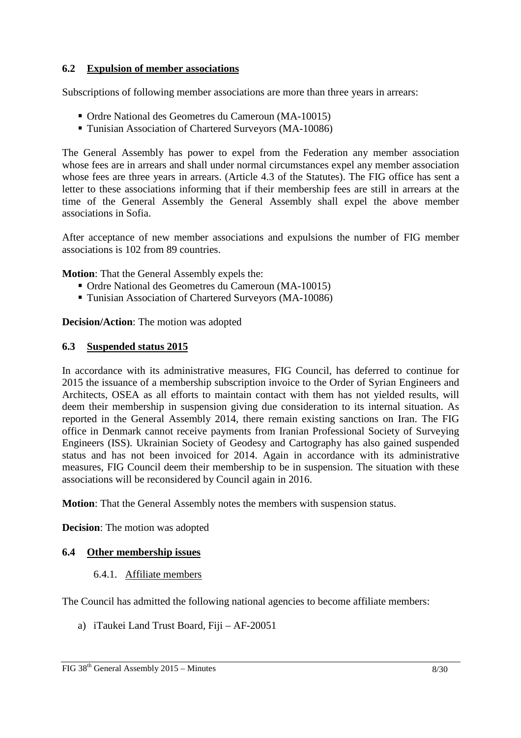### 6.2 Expulsion of member associations

Subscriptions of following member associations are more than three years in arrears:

- Ordre National des Geometres du Cameroun (MA-10015)
- Tunisian Association of Chartered Surveyors (MA-10086)

The General Assembly has power to expel from the Federation any member association whose fees are in arrears and shall under normal circumstances expel any member association whose fees are three years in arrears. (Article 4.3 of the Statutes). The FIG office has sent a letter to these associations informing that if their membership fees are still in arrears at the time of the General Assembly the General Assembly shall expel the above member associations in Sofia.

After acceptance of new member associations and expulsions the number of FIG member associations is 102 from 89 countries.

**Motion**: That the General Assembly expels the:

- Ordre National des Geometres du Cameroun (MA-10015)
- Tunisian Association of Chartered Surveyors (MA-10086)

**Decision/Action**: The motion was adopted

### 6.3 Suspended status 2015

In accordance with its administrative measures, FIG Council, has deferred to continue for 2015 the issuance of a membership subscription invoice to the Order of Syrian Engineers and Architects, OSEA as all efforts to maintain contact with them has not yielded results, will deem their membership in suspension giving due consideration to its internal situation. As reported in the General Assembly 2014, there remain existing sanctions on Iran. The FIG office in Denmark cannot receive payments from Iranian Professional Society of Surveying Engineers (ISS). Ukrainian Society of Geodesy and Cartography has also gained suspended status and has not been invoiced for 2014. Again in accordance with its administrative measures, FIG Council deem their membership to be in suspension. The situation with these associations will be reconsidered by Council again in 2016.

**Motion**: That the General Assembly notes the members with suspension status.

**Decision**: The motion was adopted

### 6.4 Other membership issues

#### 6.4.1. Affiliate members

The Council has admitted the following national agencies to become affiliate members:

a) iTaukei Land Trust Board, Fiji – AF-20051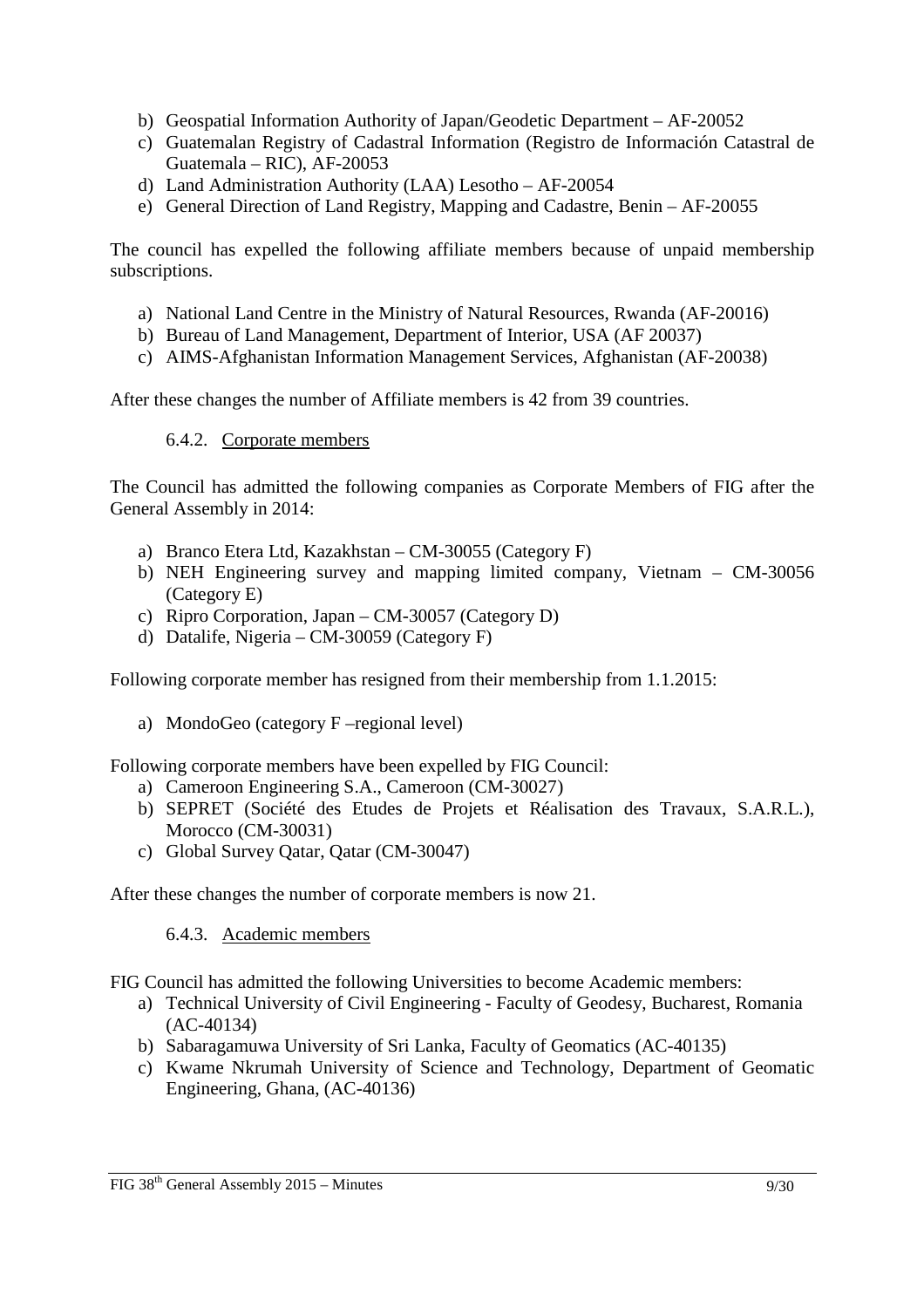b) Geospatial Information Authority of Japan/Geodetic Department – AF-20052
c) Guatemalan Registry of Cadastral Information (Registro de Información Catastral de Guatemala – RIC), AF-20053
d) Land Administration Authority (LAA) Lesotho – AF-20054
e) General Direction of Land Registry, Mapping and Cadastre, Benin – AF-20055

The council has expelled the following affiliate members because of unpaid membership subscriptions.

a) National Land Centre in the Ministry of Natural Resources, Rwanda (AF-20016)
b) Bureau of Land Management, Department of Interior, USA (AF 20037)
c) AIMS-Afghanistan Information Management Services, Afghanistan (AF-20038)

After these changes the number of Affiliate members is 42 from 39 countries.

#### 6.4.2. Corporate members

The Council has admitted the following companies as Corporate Members of FIG after the General Assembly in 2014:

a) Branco Etera Ltd, Kazakhstan – CM-30055 (Category F)
b) NEH Engineering survey and mapping limited company, Vietnam – CM-30056 (Category E)
c) Ripro Corporation, Japan – CM-30057 (Category D)
d) Datalife, Nigeria – CM-30059 (Category F)

Following corporate member has resigned from their membership from 1.1.2015:

a) MondoGeo (category F –regional level)

Following corporate members have been expelled by FIG Council:

a) Cameroon Engineering S.A., Cameroon (CM-30027)
b) SEPRET (Société des Etudes de Projets et Réalisation des Travaux, S.A.R.L.), Morocco (CM-30031)
c) Global Survey Qatar, Qatar (CM-30047)

After these changes the number of corporate members is now 21.

#### 6.4.3. Academic members

FIG Council has admitted the following Universities to become Academic members:

a) Technical University of Civil Engineering - Faculty of Geodesy, Bucharest, Romania (AC-40134)
b) Sabaragamuwa University of Sri Lanka, Faculty of Geomatics (AC-40135)
c) Kwame Nkrumah University of Science and Technology, Department of Geomatic Engineering, Ghana, (AC-40136)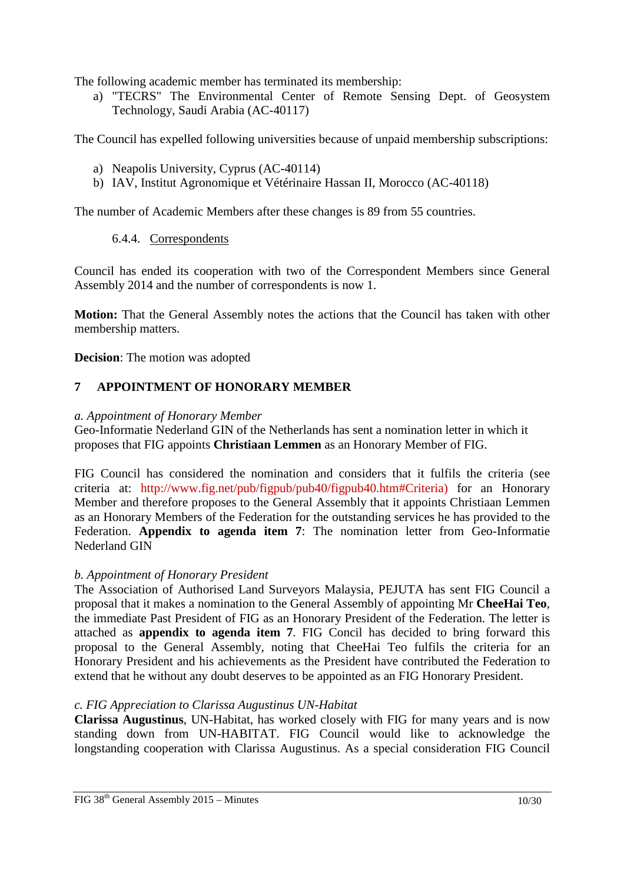The following academic member has terminated its membership:

a) "TECRS" The Environmental Center of Remote Sensing Dept. of Geosystem Technology, Saudi Arabia (AC-40117)

The Council has expelled following universities because of unpaid membership subscriptions:

a) Neapolis University, Cyprus (AC-40114)
b) IAV, Institut Agronomique et Vétérinaire Hassan II, Morocco (AC-40118)

The number of Academic Members after these changes is 89 from 55 countries.

#### 6.4.4. Correspondents

Council has ended its cooperation with two of the Correspondent Members since General Assembly 2014 and the number of correspondents is now 1.

**Motion:** That the General Assembly notes the actions that the Council has taken with other membership matters.

**Decision**: The motion was adopted

## 7 APPOINTMENT OF HONORARY MEMBER

*a. Appointment of Honorary Member*

Geo-Informatie Nederland GIN of the Netherlands has sent a nomination letter in which it proposes that FIG appoints **Christiaan Lemmen** as an Honorary Member of FIG.

FIG Council has considered the nomination and considers that it fulfils the criteria (see criteria at: http://www.fig.net/pub/figpub/pub40/figpub40.htm#Criteria) for an Honorary Member and therefore proposes to the General Assembly that it appoints Christiaan Lemmen as an Honorary Members of the Federation for the outstanding services he has provided to the Federation. **Appendix to agenda item 7**: The nomination letter from Geo-Informatie Nederland GIN

*b. Appointment of Honorary President*

The Association of Authorised Land Surveyors Malaysia, PEJUTA has sent FIG Council a proposal that it makes a nomination to the General Assembly of appointing Mr **CheeHai Teo**, the immediate Past President of FIG as an Honorary President of the Federation. The letter is attached as **appendix to agenda item 7**. FIG Concil has decided to bring forward this proposal to the General Assembly, noting that CheeHai Teo fulfils the criteria for an Honorary President and his achievements as the President have contributed the Federation to extend that he without any doubt deserves to be appointed as an FIG Honorary President.

*c. FIG Appreciation to Clarissa Augustinus UN-Habitat*

**Clarissa Augustinus**, UN-Habitat, has worked closely with FIG for many years and is now standing down from UN-HABITAT. FIG Council would like to acknowledge the longstanding cooperation with Clarissa Augustinus. As a special consideration FIG Council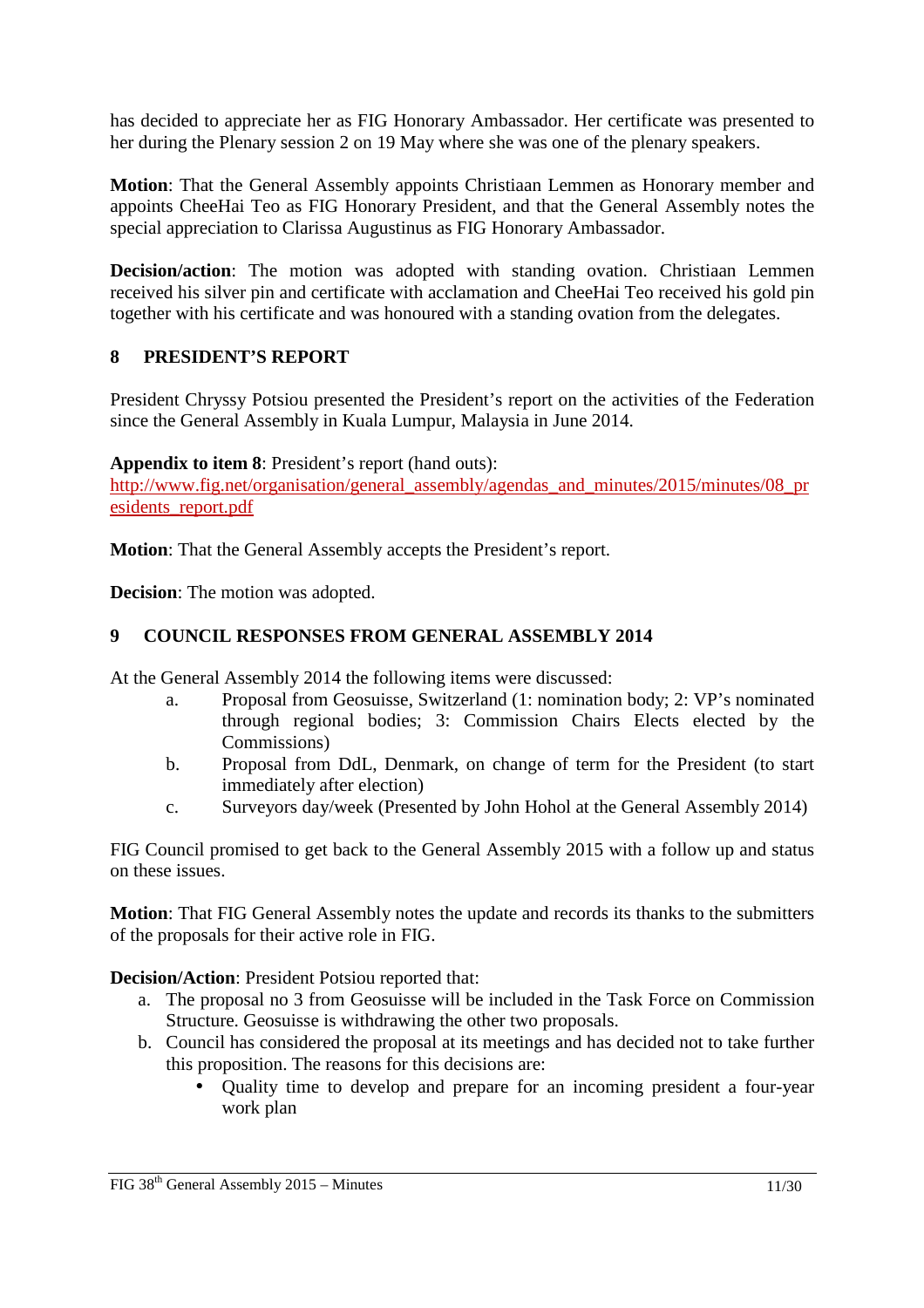has decided to appreciate her as FIG Honorary Ambassador. Her certificate was presented to her during the Plenary session 2 on 19 May where she was one of the plenary speakers.

**Motion**: That the General Assembly appoints Christiaan Lemmen as Honorary member and appoints CheeHai Teo as FIG Honorary President, and that the General Assembly notes the special appreciation to Clarissa Augustinus as FIG Honorary Ambassador.

**Decision/action**: The motion was adopted with standing ovation. Christiaan Lemmen received his silver pin and certificate with acclamation and CheeHai Teo received his gold pin together with his certificate and was honoured with a standing ovation from the delegates.

## 8 PRESIDENT'S REPORT

President Chryssy Potsiou presented the President's report on the activities of the Federation since the General Assembly in Kuala Lumpur, Malaysia in June 2014.

**Appendix to item 8**: President's report (hand outs):
http://www.fig.net/organisation/general_assembly/agendas_and_minutes/2015/minutes/08_presidents_report.pdf

**Motion**: That the General Assembly accepts the President's report.

**Decision**: The motion was adopted.

## 9 COUNCIL RESPONSES FROM GENERAL ASSEMBLY 2014

At the General Assembly 2014 the following items were discussed:

a. Proposal from Geosuisse, Switzerland (1: nomination body; 2: VP's nominated through regional bodies; 3: Commission Chairs Elects elected by the Commissions)
b. Proposal from DdL, Denmark, on change of term for the President (to start immediately after election)
c. Surveyors day/week (Presented by John Hohol at the General Assembly 2014)

FIG Council promised to get back to the General Assembly 2015 with a follow up and status on these issues.

**Motion**: That FIG General Assembly notes the update and records its thanks to the submitters of the proposals for their active role in FIG.

**Decision/Action**: President Potsiou reported that:

a. The proposal no 3 from Geosuisse will be included in the Task Force on Commission Structure. Geosuisse is withdrawing the other two proposals.
b. Council has considered the proposal at its meetings and has decided not to take further this proposition. The reasons for this decisions are:
    - Quality time to develop and prepare for an incoming president a four-year work plan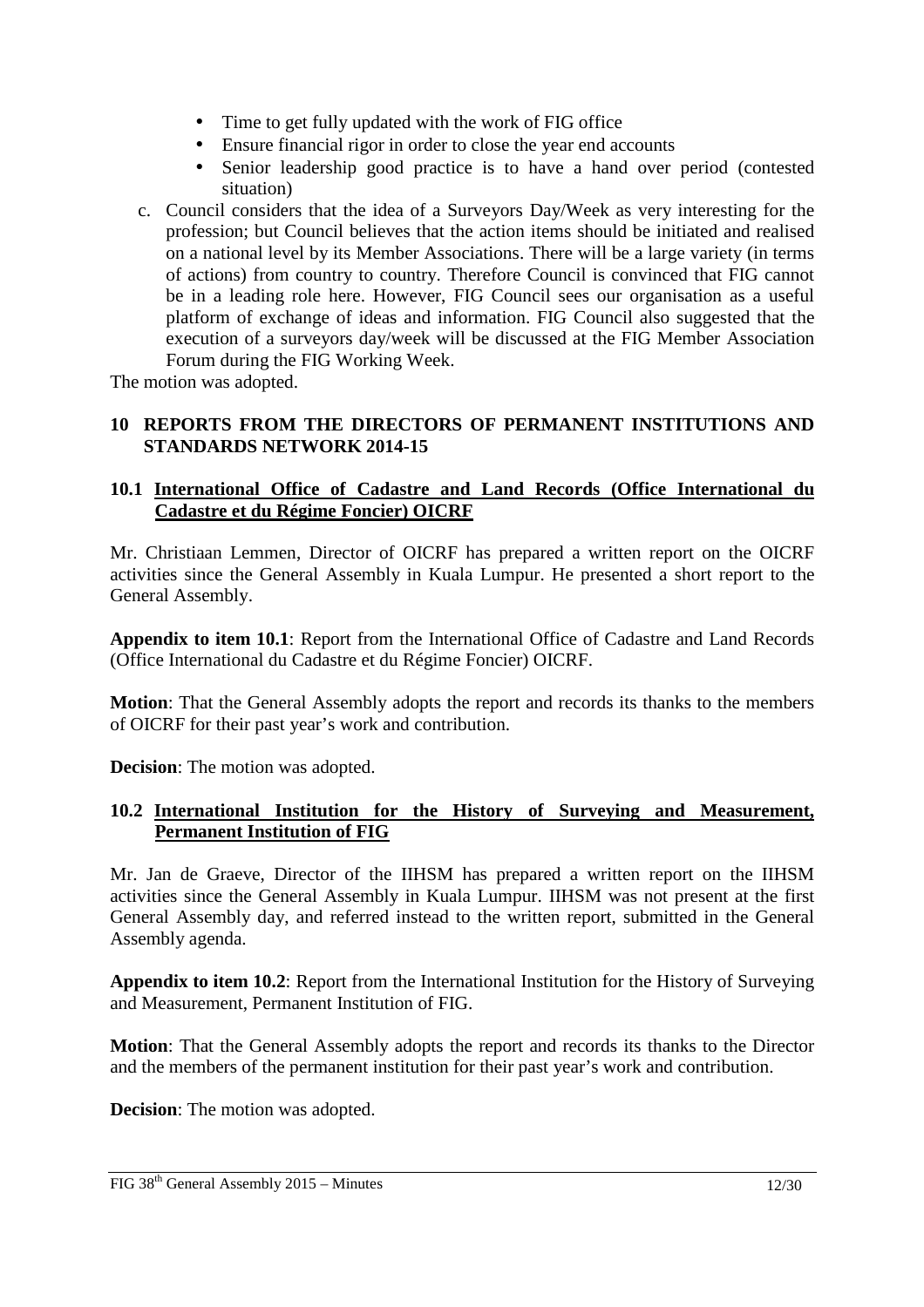- Time to get fully updated with the work of FIG office
- Ensure financial rigor in order to close the year end accounts
- Senior leadership good practice is to have a hand over period (contested situation)

c. Council considers that the idea of a Surveyors Day/Week as very interesting for the profession; but Council believes that the action items should be initiated and realised on a national level by its Member Associations. There will be a large variety (in terms of actions) from country to country. Therefore Council is convinced that FIG cannot be in a leading role here. However, FIG Council sees our organisation as a useful platform of exchange of ideas and information. FIG Council also suggested that the execution of a surveyors day/week will be discussed at the FIG Member Association Forum during the FIG Working Week.

The motion was adopted.

## 10 REPORTS FROM THE DIRECTORS OF PERMANENT INSTITUTIONS AND STANDARDS NETWORK 2014-15

### 10.1 International Office of Cadastre and Land Records (Office International du Cadastre et du Régime Foncier) OICRF

Mr. Christiaan Lemmen, Director of OICRF has prepared a written report on the OICRF activities since the General Assembly in Kuala Lumpur. He presented a short report to the General Assembly.

**Appendix to item 10.1**: Report from the International Office of Cadastre and Land Records (Office International du Cadastre et du Régime Foncier) OICRF.

**Motion**: That the General Assembly adopts the report and records its thanks to the members of OICRF for their past year's work and contribution.

**Decision**: The motion was adopted.

### 10.2 International Institution for the History of Surveying and Measurement, Permanent Institution of FIG

Mr. Jan de Graeve, Director of the IIHSM has prepared a written report on the IIHSM activities since the General Assembly in Kuala Lumpur. IIHSM was not present at the first General Assembly day, and referred instead to the written report, submitted in the General Assembly agenda.

**Appendix to item 10.2**: Report from the International Institution for the History of Surveying and Measurement, Permanent Institution of FIG.

**Motion**: That the General Assembly adopts the report and records its thanks to the Director and the members of the permanent institution for their past year's work and contribution.

**Decision**: The motion was adopted.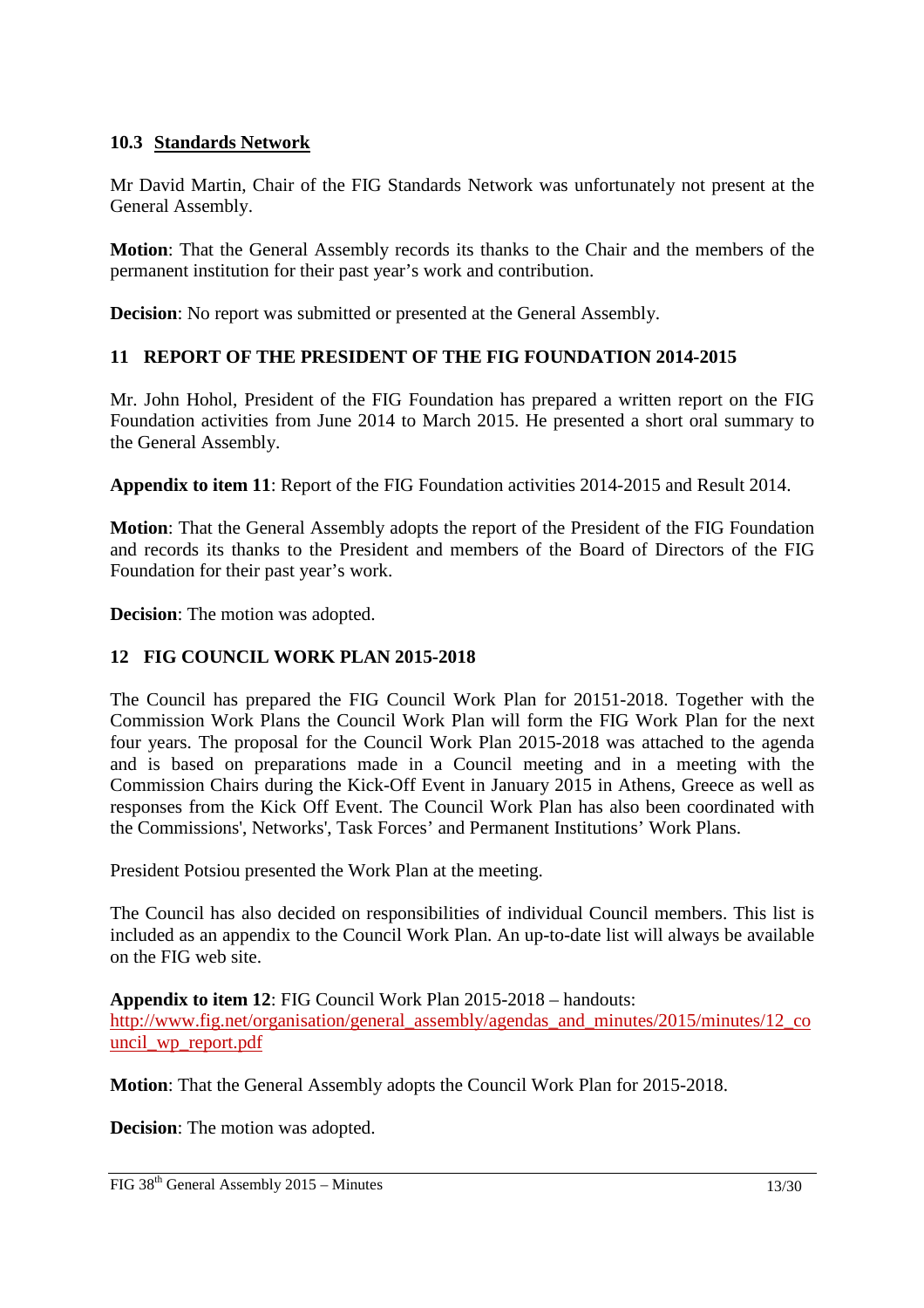### 10.3 Standards Network

Mr David Martin, Chair of the FIG Standards Network was unfortunately not present at the General Assembly.

**Motion**: That the General Assembly records its thanks to the Chair and the members of the permanent institution for their past year's work and contribution.

**Decision**: No report was submitted or presented at the General Assembly.

## 11 REPORT OF THE PRESIDENT OF THE FIG FOUNDATION 2014-2015

Mr. John Hohol, President of the FIG Foundation has prepared a written report on the FIG Foundation activities from June 2014 to March 2015. He presented a short oral summary to the General Assembly.

**Appendix to item 11**: Report of the FIG Foundation activities 2014-2015 and Result 2014.

**Motion**: That the General Assembly adopts the report of the President of the FIG Foundation and records its thanks to the President and members of the Board of Directors of the FIG Foundation for their past year's work.

**Decision**: The motion was adopted.

## 12 FIG COUNCIL WORK PLAN 2015-2018

The Council has prepared the FIG Council Work Plan for 20151-2018. Together with the Commission Work Plans the Council Work Plan will form the FIG Work Plan for the next four years. The proposal for the Council Work Plan 2015-2018 was attached to the agenda and is based on preparations made in a Council meeting and in a meeting with the Commission Chairs during the Kick-Off Event in January 2015 in Athens, Greece as well as responses from the Kick Off Event. The Council Work Plan has also been coordinated with the Commissions', Networks', Task Forces' and Permanent Institutions' Work Plans.

President Potsiou presented the Work Plan at the meeting.

The Council has also decided on responsibilities of individual Council members. This list is included as an appendix to the Council Work Plan. An up-to-date list will always be available on the FIG web site.

**Appendix to item 12**: FIG Council Work Plan 2015-2018 – handouts:
http://www.fig.net/organisation/general_assembly/agendas_and_minutes/2015/minutes/12_council_wp_report.pdf

**Motion**: That the General Assembly adopts the Council Work Plan for 2015-2018.

**Decision**: The motion was adopted.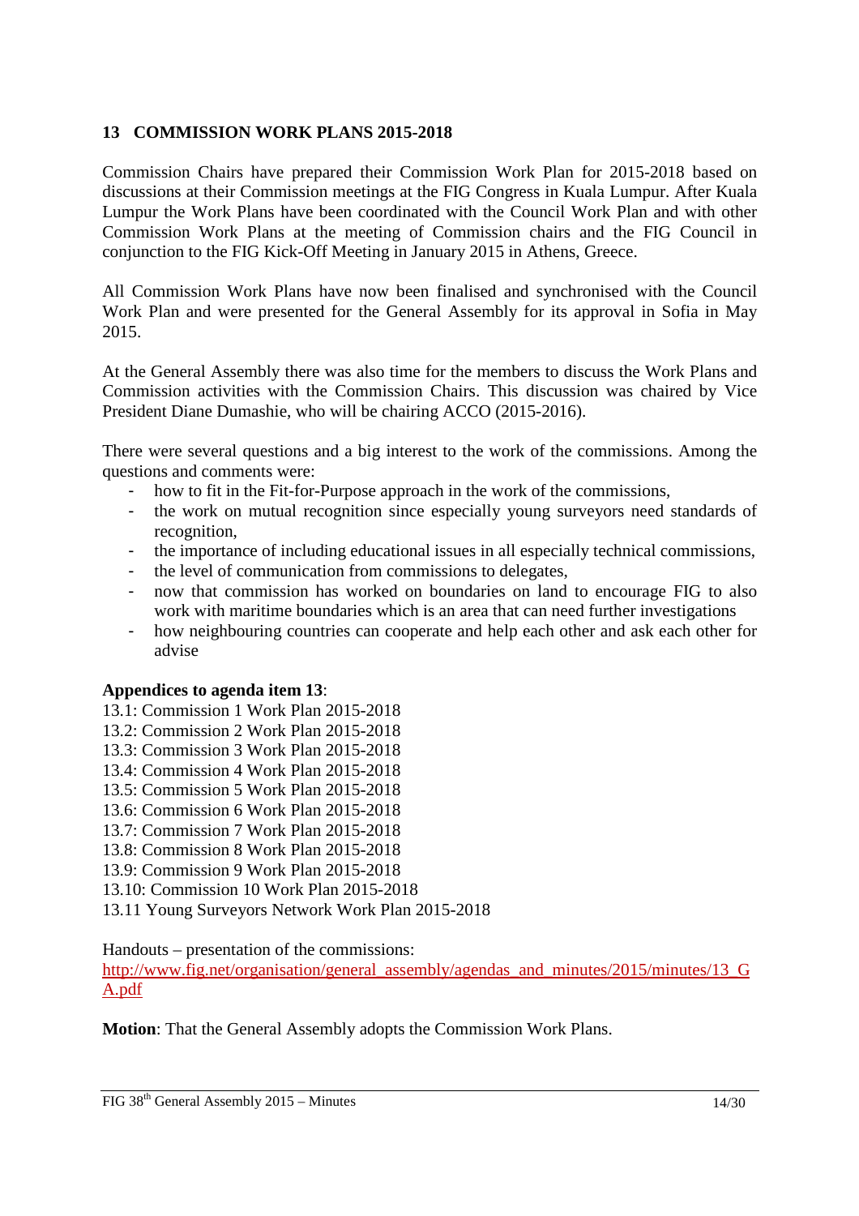## 13 COMMISSION WORK PLANS 2015-2018

Commission Chairs have prepared their Commission Work Plan for 2015-2018 based on discussions at their Commission meetings at the FIG Congress in Kuala Lumpur. After Kuala Lumpur the Work Plans have been coordinated with the Council Work Plan and with other Commission Work Plans at the meeting of Commission chairs and the FIG Council in conjunction to the FIG Kick-Off Meeting in January 2015 in Athens, Greece.

All Commission Work Plans have now been finalised and synchronised with the Council Work Plan and were presented for the General Assembly for its approval in Sofia in May 2015.

At the General Assembly there was also time for the members to discuss the Work Plans and Commission activities with the Commission Chairs. This discussion was chaired by Vice President Diane Dumashie, who will be chairing ACCO (2015-2016).

There were several questions and a big interest to the work of the commissions. Among the questions and comments were:

- how to fit in the Fit-for-Purpose approach in the work of the commissions,
- the work on mutual recognition since especially young surveyors need standards of recognition,
- the importance of including educational issues in all especially technical commissions,
- the level of communication from commissions to delegates,
- now that commission has worked on boundaries on land to encourage FIG to also work with maritime boundaries which is an area that can need further investigations
- how neighbouring countries can cooperate and help each other and ask each other for advise

**Appendices to agenda item 13**:

13.1: Commission 1 Work Plan 2015-2018
13.2: Commission 2 Work Plan 2015-2018
13.3: Commission 3 Work Plan 2015-2018
13.4: Commission 4 Work Plan 2015-2018
13.5: Commission 5 Work Plan 2015-2018
13.6: Commission 6 Work Plan 2015-2018
13.7: Commission 7 Work Plan 2015-2018
13.8: Commission 8 Work Plan 2015-2018
13.9: Commission 9 Work Plan 2015-2018
13.10: Commission 10 Work Plan 2015-2018
13.11 Young Surveyors Network Work Plan 2015-2018

Handouts – presentation of the commissions:
http://www.fig.net/organisation/general_assembly/agendas_and_minutes/2015/minutes/13_GA.pdf

**Motion**: That the General Assembly adopts the Commission Work Plans.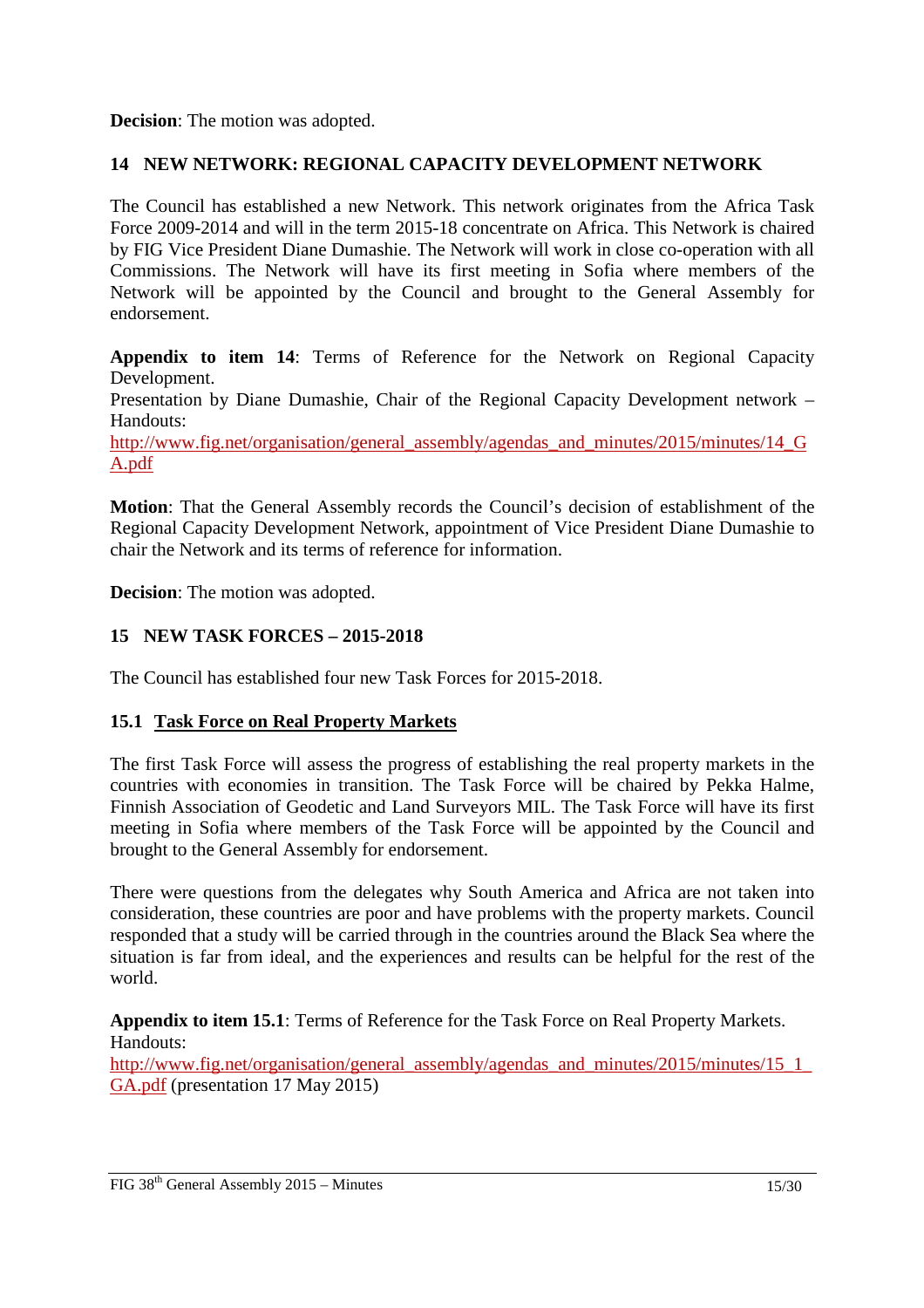**Decision**: The motion was adopted.

## 14 NEW NETWORK: REGIONAL CAPACITY DEVELOPMENT NETWORK

The Council has established a new Network. This network originates from the Africa Task Force 2009-2014 and will in the term 2015-18 concentrate on Africa. This Network is chaired by FIG Vice President Diane Dumashie. The Network will work in close co-operation with all Commissions. The Network will have its first meeting in Sofia where members of the Network will be appointed by the Council and brought to the General Assembly for endorsement.

**Appendix to item 14**: Terms of Reference for the Network on Regional Capacity Development.
Presentation by Diane Dumashie, Chair of the Regional Capacity Development network – Handouts:
http://www.fig.net/organisation/general_assembly/agendas_and_minutes/2015/minutes/14_GA.pdf

**Motion**: That the General Assembly records the Council's decision of establishment of the Regional Capacity Development Network, appointment of Vice President Diane Dumashie to chair the Network and its terms of reference for information.

**Decision**: The motion was adopted.

## 15 NEW TASK FORCES – 2015-2018

The Council has established four new Task Forces for 2015-2018.

### 15.1 <u>Task Force on Real Property Markets</u>

The first Task Force will assess the progress of establishing the real property markets in the countries with economies in transition. The Task Force will be chaired by Pekka Halme, Finnish Association of Geodetic and Land Surveyors MIL. The Task Force will have its first meeting in Sofia where members of the Task Force will be appointed by the Council and brought to the General Assembly for endorsement.

There were questions from the delegates why South America and Africa are not taken into consideration, these countries are poor and have problems with the property markets. Council responded that a study will be carried through in the countries around the Black Sea where the situation is far from ideal, and the experiences and results can be helpful for the rest of the world.

**Appendix to item 15.1**: Terms of Reference for the Task Force on Real Property Markets.
Handouts:
http://www.fig.net/organisation/general_assembly/agendas_and_minutes/2015/minutes/15_1_GA.pdf (presentation 17 May 2015)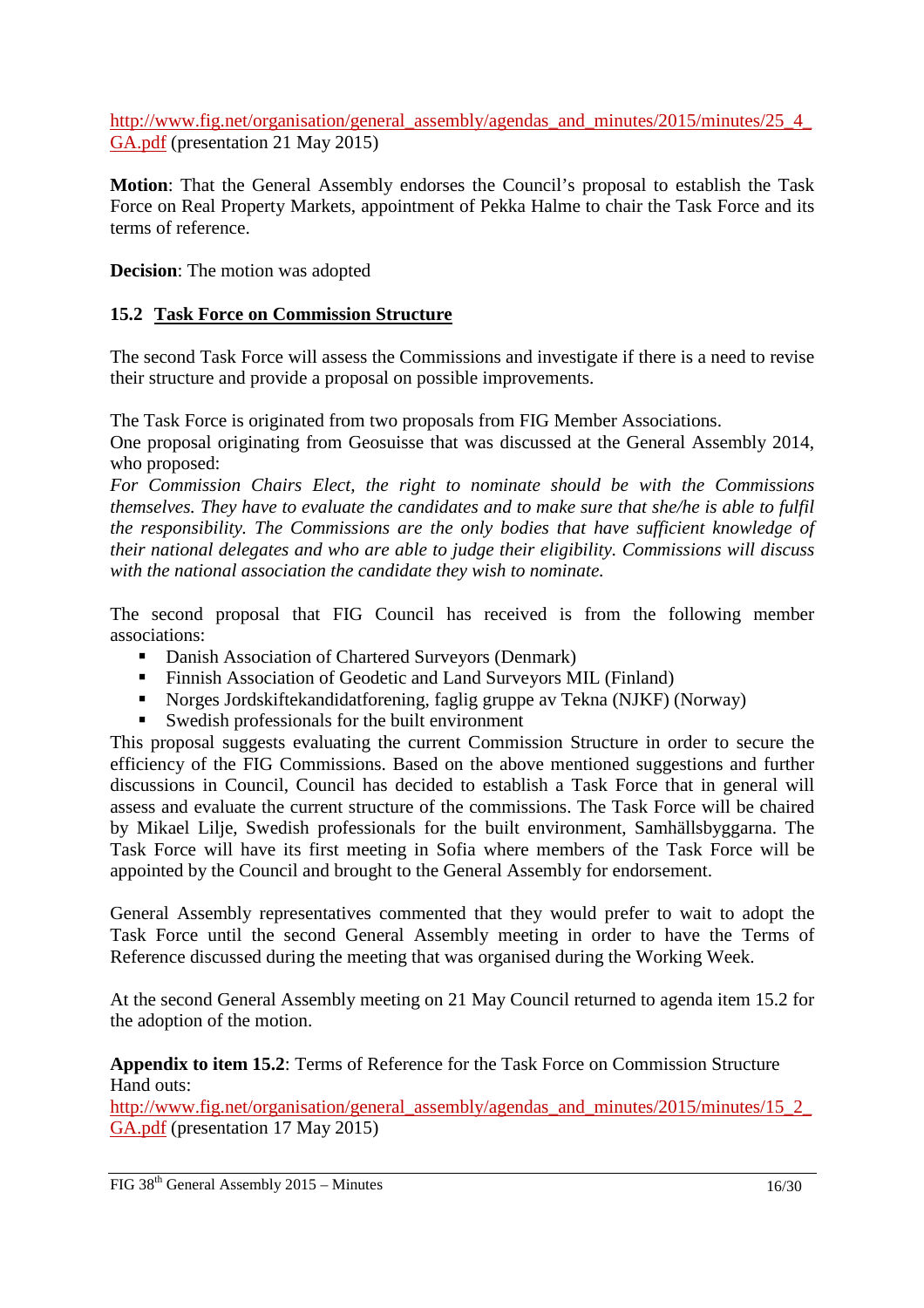http://www.fig.net/organisation/general_assembly/agendas_and_minutes/2015/minutes/25_4_GA.pdf (presentation 21 May 2015)

**Motion**: That the General Assembly endorses the Council's proposal to establish the Task Force on Real Property Markets, appointment of Pekka Halme to chair the Task Force and its terms of reference.

**Decision**: The motion was adopted

### 15.2 Task Force on Commission Structure

The second Task Force will assess the Commissions and investigate if there is a need to revise their structure and provide a proposal on possible improvements.

The Task Force is originated from two proposals from FIG Member Associations.
One proposal originating from Geosuisse that was discussed at the General Assembly 2014, who proposed:
*For Commission Chairs Elect, the right to nominate should be with the Commissions themselves. They have to evaluate the candidates and to make sure that she/he is able to fulfil the responsibility. The Commissions are the only bodies that have sufficient knowledge of their national delegates and who are able to judge their eligibility. Commissions will discuss with the national association the candidate they wish to nominate.*

The second proposal that FIG Council has received is from the following member associations:

- Danish Association of Chartered Surveyors (Denmark)
- Finnish Association of Geodetic and Land Surveyors MIL (Finland)
- Norges Jordskiftekandidatforening, faglig gruppe av Tekna (NJKF) (Norway)
- Swedish professionals for the built environment

This proposal suggests evaluating the current Commission Structure in order to secure the efficiency of the FIG Commissions. Based on the above mentioned suggestions and further discussions in Council, Council has decided to establish a Task Force that in general will assess and evaluate the current structure of the commissions. The Task Force will be chaired by Mikael Lilje, Swedish professionals for the built environment, Samhällsbyggarna. The Task Force will have its first meeting in Sofia where members of the Task Force will be appointed by the Council and brought to the General Assembly for endorsement.

General Assembly representatives commented that they would prefer to wait to adopt the Task Force until the second General Assembly meeting in order to have the Terms of Reference discussed during the meeting that was organised during the Working Week.

At the second General Assembly meeting on 21 May Council returned to agenda item 15.2 for the adoption of the motion.

**Appendix to item 15.2**: Terms of Reference for the Task Force on Commission Structure
Hand outs:
http://www.fig.net/organisation/general_assembly/agendas_and_minutes/2015/minutes/15_2_GA.pdf (presentation 17 May 2015)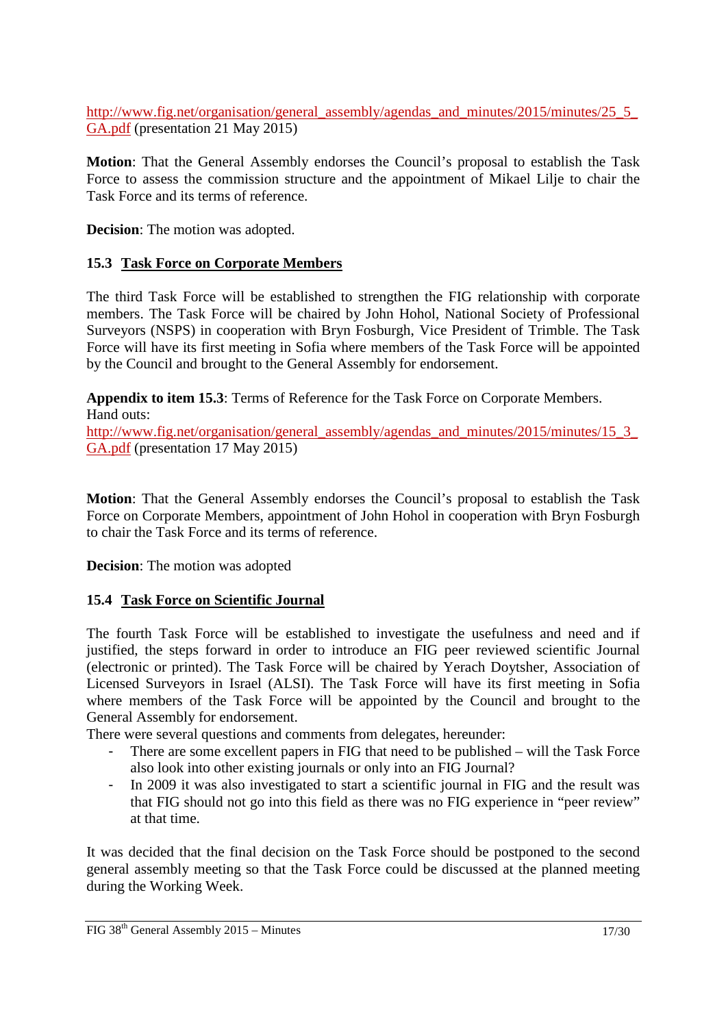http://www.fig.net/organisation/general_assembly/agendas_and_minutes/2015/minutes/25_5_GA.pdf (presentation 21 May 2015)

**Motion**: That the General Assembly endorses the Council's proposal to establish the Task Force to assess the commission structure and the appointment of Mikael Lilje to chair the Task Force and its terms of reference.

**Decision**: The motion was adopted.

### 15.3 Task Force on Corporate Members

The third Task Force will be established to strengthen the FIG relationship with corporate members. The Task Force will be chaired by John Hohol, National Society of Professional Surveyors (NSPS) in cooperation with Bryn Fosburgh, Vice President of Trimble. The Task Force will have its first meeting in Sofia where members of the Task Force will be appointed by the Council and brought to the General Assembly for endorsement.

**Appendix to item 15.3**: Terms of Reference for the Task Force on Corporate Members.
Hand outs:
http://www.fig.net/organisation/general_assembly/agendas_and_minutes/2015/minutes/15_3_GA.pdf (presentation 17 May 2015)

**Motion**: That the General Assembly endorses the Council's proposal to establish the Task Force on Corporate Members, appointment of John Hohol in cooperation with Bryn Fosburgh to chair the Task Force and its terms of reference.

**Decision**: The motion was adopted

### 15.4 Task Force on Scientific Journal

The fourth Task Force will be established to investigate the usefulness and need and if justified, the steps forward in order to introduce an FIG peer reviewed scientific Journal (electronic or printed). The Task Force will be chaired by Yerach Doytsher, Association of Licensed Surveyors in Israel (ALSI). The Task Force will have its first meeting in Sofia where members of the Task Force will be appointed by the Council and brought to the General Assembly for endorsement.
There were several questions and comments from delegates, hereunder:

- There are some excellent papers in FIG that need to be published – will the Task Force also look into other existing journals or only into an FIG Journal?
- In 2009 it was also investigated to start a scientific journal in FIG and the result was that FIG should not go into this field as there was no FIG experience in "peer review" at that time.

It was decided that the final decision on the Task Force should be postponed to the second general assembly meeting so that the Task Force could be discussed at the planned meeting during the Working Week.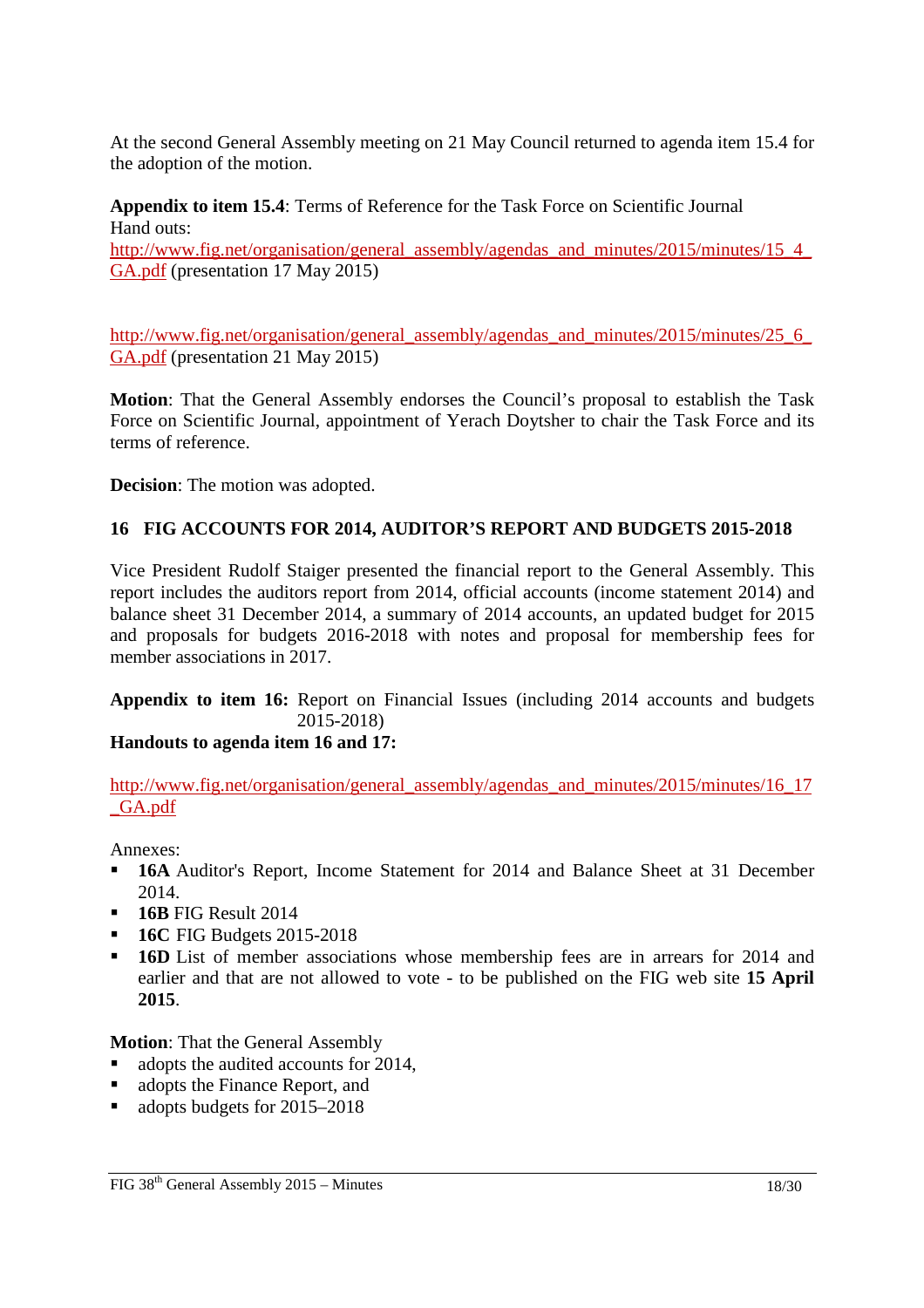At the second General Assembly meeting on 21 May Council returned to agenda item 15.4 for the adoption of the motion.

**Appendix to item 15.4**: Terms of Reference for the Task Force on Scientific Journal
Hand outs:
http://www.fig.net/organisation/general_assembly/agendas_and_minutes/2015/minutes/15_4_GA.pdf (presentation 17 May 2015)

http://www.fig.net/organisation/general_assembly/agendas_and_minutes/2015/minutes/25_6_GA.pdf (presentation 21 May 2015)

**Motion**: That the General Assembly endorses the Council's proposal to establish the Task Force on Scientific Journal, appointment of Yerach Doytsher to chair the Task Force and its terms of reference.

**Decision**: The motion was adopted.

## 16 FIG ACCOUNTS FOR 2014, AUDITOR'S REPORT AND BUDGETS 2015-2018

Vice President Rudolf Staiger presented the financial report to the General Assembly. This report includes the auditors report from 2014, official accounts (income statement 2014) and balance sheet 31 December 2014, a summary of 2014 accounts, an updated budget for 2015 and proposals for budgets 2016-2018 with notes and proposal for membership fees for member associations in 2017.

**Appendix to item 16:** Report on Financial Issues (including 2014 accounts and budgets 2015-2018)
**Handouts to agenda item 16 and 17:**

http://www.fig.net/organisation/general_assembly/agendas_and_minutes/2015/minutes/16_17_GA.pdf

Annexes:
- **16A** Auditor's Report, Income Statement for 2014 and Balance Sheet at 31 December 2014.
- **16B** FIG Result 2014
- **16C** FIG Budgets 2015-2018
- **16D** List of member associations whose membership fees are in arrears for 2014 and earlier and that are not allowed to vote - to be published on the FIG web site **15 April 2015**.

**Motion**: That the General Assembly
- adopts the audited accounts for 2014,
- adopts the Finance Report, and
- adopts budgets for 2015–2018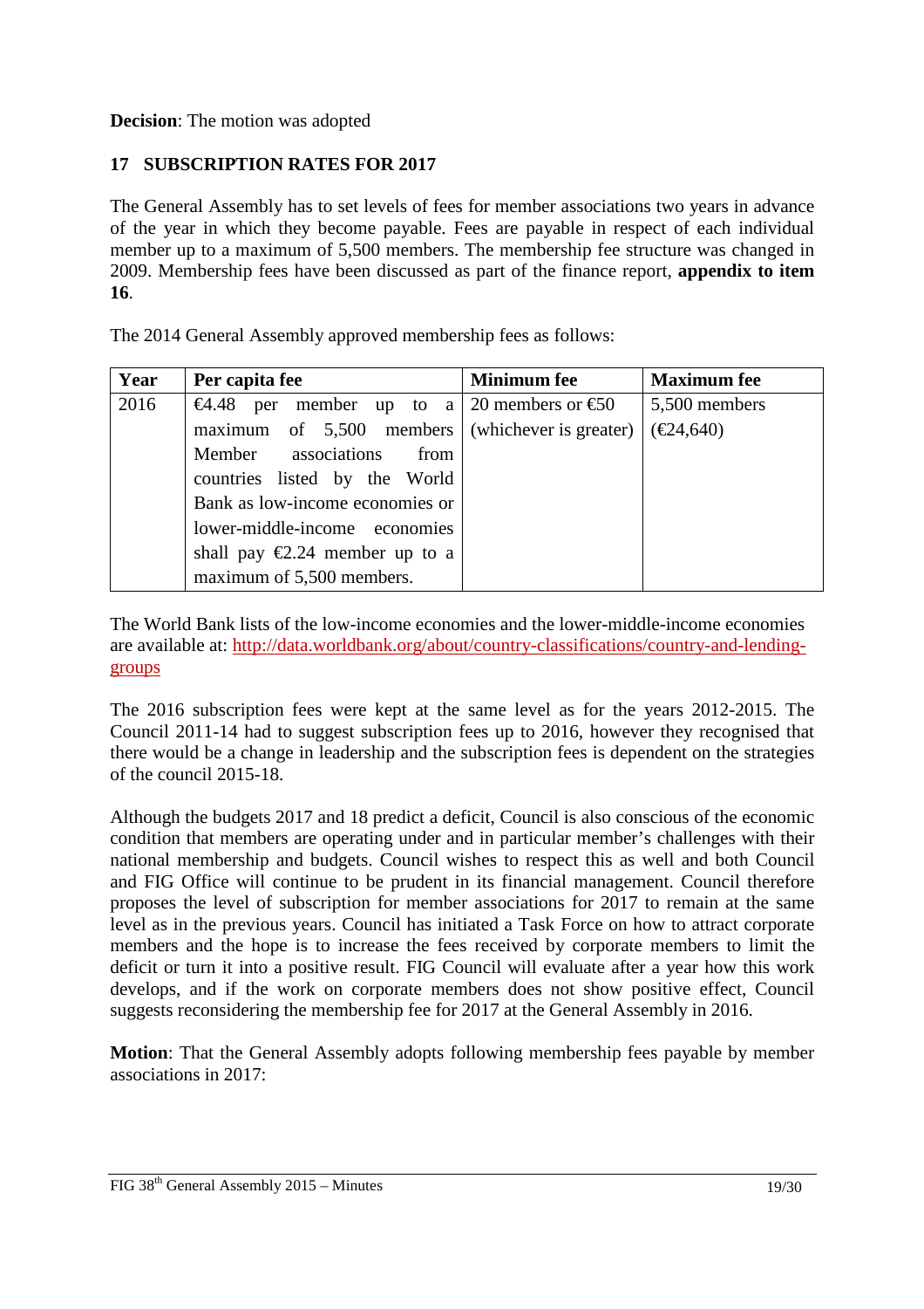**Decision**: The motion was adopted

## 17 SUBSCRIPTION RATES FOR 2017

The General Assembly has to set levels of fees for member associations two years in advance of the year in which they become payable. Fees are payable in respect of each individual member up to a maximum of 5,500 members. The membership fee structure was changed in 2009. Membership fees have been discussed as part of the finance report, **appendix to item 16**.

The 2014 General Assembly approved membership fees as follows:

| Year | Per capita fee | Minimum fee | Maximum fee |
|---|---|---|---|
| 2016 | €4.48 per member up to a maximum of 5,500 members Member associations from countries listed by the World Bank as low-income economies or lower-middle-income economies shall pay €2.24 member up to a maximum of 5,500 members. | 20 members or €50 (whichever is greater) | 5,500 members (€24,640) |

The World Bank lists of the low-income economies and the lower-middle-income economies are available at: http://data.worldbank.org/about/country-classifications/country-and-lending-groups

The 2016 subscription fees were kept at the same level as for the years 2012-2015. The Council 2011-14 had to suggest subscription fees up to 2016, however they recognised that there would be a change in leadership and the subscription fees is dependent on the strategies of the council 2015-18.

Although the budgets 2017 and 18 predict a deficit, Council is also conscious of the economic condition that members are operating under and in particular member's challenges with their national membership and budgets. Council wishes to respect this as well and both Council and FIG Office will continue to be prudent in its financial management. Council therefore proposes the level of subscription for member associations for 2017 to remain at the same level as in the previous years. Council has initiated a Task Force on how to attract corporate members and the hope is to increase the fees received by corporate members to limit the deficit or turn it into a positive result. FIG Council will evaluate after a year how this work develops, and if the work on corporate members does not show positive effect, Council suggests reconsidering the membership fee for 2017 at the General Assembly in 2016.

**Motion**: That the General Assembly adopts following membership fees payable by member associations in 2017: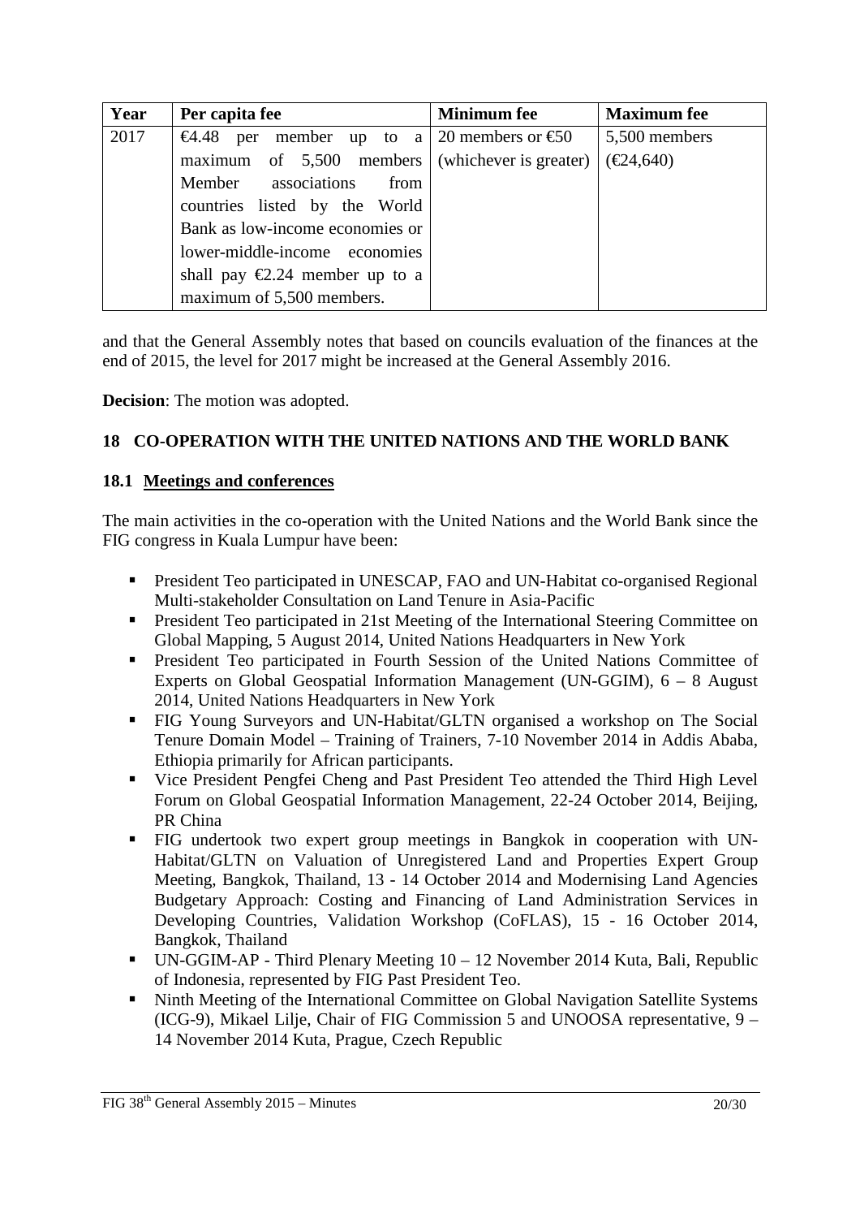| Year | Per capita fee | Minimum fee | Maximum fee |
| --- | --- | --- | --- |
| 2017 | €4.48 per member up to a maximum of 5,500 members Member associations from countries listed by the World Bank as low-income economies or lower-middle-income economies shall pay €2.24 member up to a maximum of 5,500 members. | 20 members or €50 (whichever is greater) | 5,500 members (€24,640) |

and that the General Assembly notes that based on councils evaluation of the finances at the end of 2015, the level for 2017 might be increased at the General Assembly 2016.

**Decision**: The motion was adopted.

## 18 CO-OPERATION WITH THE UNITED NATIONS AND THE WORLD BANK

### 18.1 Meetings and conferences

The main activities in the co-operation with the United Nations and the World Bank since the FIG congress in Kuala Lumpur have been:

- President Teo participated in UNESCAP, FAO and UN-Habitat co-organised Regional Multi-stakeholder Consultation on Land Tenure in Asia-Pacific
- President Teo participated in 21st Meeting of the International Steering Committee on Global Mapping, 5 August 2014, United Nations Headquarters in New York
- President Teo participated in Fourth Session of the United Nations Committee of Experts on Global Geospatial Information Management (UN-GGIM), 6 – 8 August 2014, United Nations Headquarters in New York
- FIG Young Surveyors and UN-Habitat/GLTN organised a workshop on The Social Tenure Domain Model – Training of Trainers, 7-10 November 2014 in Addis Ababa, Ethiopia primarily for African participants.
- Vice President Pengfei Cheng and Past President Teo attended the Third High Level Forum on Global Geospatial Information Management, 22-24 October 2014, Beijing, PR China
- FIG undertook two expert group meetings in Bangkok in cooperation with UN-Habitat/GLTN on Valuation of Unregistered Land and Properties Expert Group Meeting, Bangkok, Thailand, 13 - 14 October 2014 and Modernising Land Agencies Budgetary Approach: Costing and Financing of Land Administration Services in Developing Countries, Validation Workshop (CoFLAS), 15 - 16 October 2014, Bangkok, Thailand
- UN-GGIM-AP - Third Plenary Meeting 10 – 12 November 2014 Kuta, Bali, Republic of Indonesia, represented by FIG Past President Teo.
- Ninth Meeting of the International Committee on Global Navigation Satellite Systems (ICG-9), Mikael Lilje, Chair of FIG Commission 5 and UNOOSA representative, 9 – 14 November 2014 Kuta, Prague, Czech Republic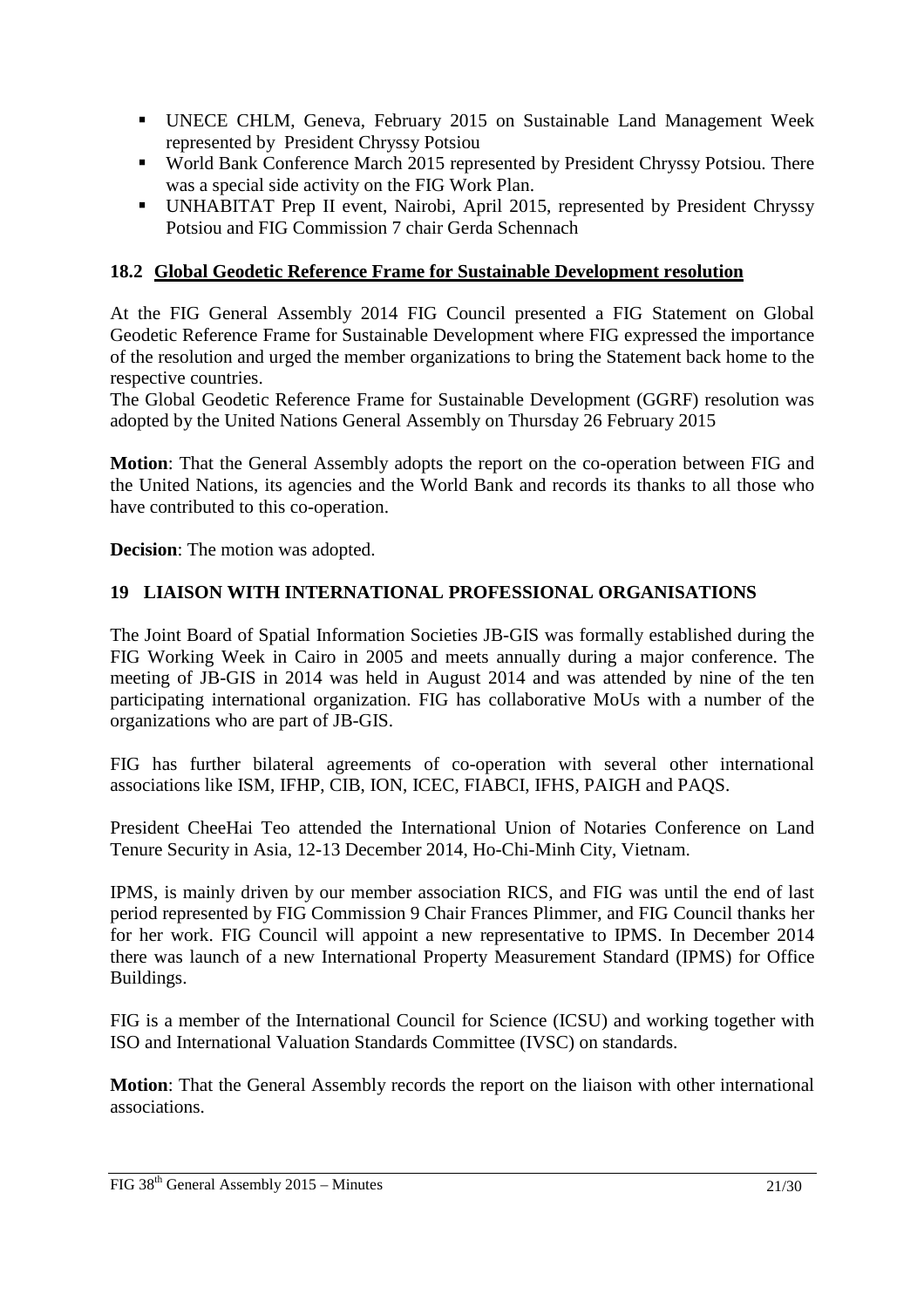- UNECE CHLM, Geneva, February 2015 on Sustainable Land Management Week represented by President Chryssy Potsiou
- World Bank Conference March 2015 represented by President Chryssy Potsiou. There was a special side activity on the FIG Work Plan.
- UNHABITAT Prep II event, Nairobi, April 2015, represented by President Chryssy Potsiou and FIG Commission 7 chair Gerda Schennach

### 18.2 Global Geodetic Reference Frame for Sustainable Development resolution

At the FIG General Assembly 2014 FIG Council presented a FIG Statement on Global Geodetic Reference Frame for Sustainable Development where FIG expressed the importance of the resolution and urged the member organizations to bring the Statement back home to the respective countries.
The Global Geodetic Reference Frame for Sustainable Development (GGRF) resolution was adopted by the United Nations General Assembly on Thursday 26 February 2015

**Motion**: That the General Assembly adopts the report on the co-operation between FIG and the United Nations, its agencies and the World Bank and records its thanks to all those who have contributed to this co-operation.

**Decision**: The motion was adopted.

## 19 LIAISON WITH INTERNATIONAL PROFESSIONAL ORGANISATIONS

The Joint Board of Spatial Information Societies JB-GIS was formally established during the FIG Working Week in Cairo in 2005 and meets annually during a major conference. The meeting of JB-GIS in 2014 was held in August 2014 and was attended by nine of the ten participating international organization. FIG has collaborative MoUs with a number of the organizations who are part of JB-GIS.

FIG has further bilateral agreements of co-operation with several other international associations like ISM, IFHP, CIB, ION, ICEC, FIABCI, IFHS, PAIGH and PAQS.

President CheeHai Teo attended the International Union of Notaries Conference on Land Tenure Security in Asia, 12-13 December 2014, Ho-Chi-Minh City, Vietnam.

IPMS, is mainly driven by our member association RICS, and FIG was until the end of last period represented by FIG Commission 9 Chair Frances Plimmer, and FIG Council thanks her for her work. FIG Council will appoint a new representative to IPMS. In December 2014 there was launch of a new International Property Measurement Standard (IPMS) for Office Buildings.

FIG is a member of the International Council for Science (ICSU) and working together with ISO and International Valuation Standards Committee (IVSC) on standards.

**Motion**: That the General Assembly records the report on the liaison with other international associations.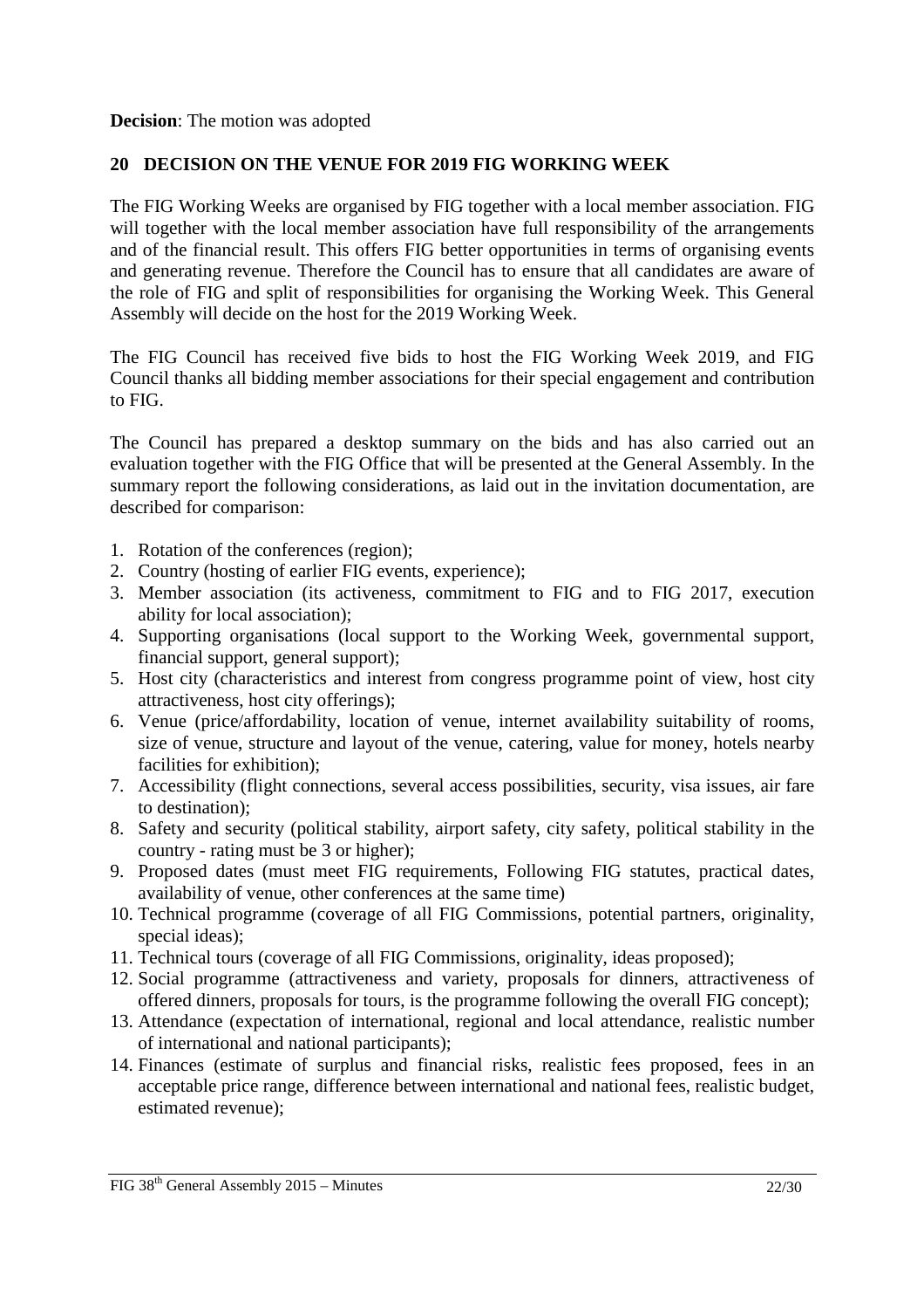**Decision**: The motion was adopted

## 20 DECISION ON THE VENUE FOR 2019 FIG WORKING WEEK

The FIG Working Weeks are organised by FIG together with a local member association. FIG will together with the local member association have full responsibility of the arrangements and of the financial result. This offers FIG better opportunities in terms of organising events and generating revenue. Therefore the Council has to ensure that all candidates are aware of the role of FIG and split of responsibilities for organising the Working Week. This General Assembly will decide on the host for the 2019 Working Week.

The FIG Council has received five bids to host the FIG Working Week 2019, and FIG Council thanks all bidding member associations for their special engagement and contribution to FIG.

The Council has prepared a desktop summary on the bids and has also carried out an evaluation together with the FIG Office that will be presented at the General Assembly. In the summary report the following considerations, as laid out in the invitation documentation, are described for comparison:

1. Rotation of the conferences (region);
2. Country (hosting of earlier FIG events, experience);
3. Member association (its activeness, commitment to FIG and to FIG 2017, execution ability for local association);
4. Supporting organisations (local support to the Working Week, governmental support, financial support, general support);
5. Host city (characteristics and interest from congress programme point of view, host city attractiveness, host city offerings);
6. Venue (price/affordability, location of venue, internet availability suitability of rooms, size of venue, structure and layout of the venue, catering, value for money, hotels nearby facilities for exhibition);
7. Accessibility (flight connections, several access possibilities, security, visa issues, air fare to destination);
8. Safety and security (political stability, airport safety, city safety, political stability in the country - rating must be 3 or higher);
9. Proposed dates (must meet FIG requirements, Following FIG statutes, practical dates, availability of venue, other conferences at the same time)
10. Technical programme (coverage of all FIG Commissions, potential partners, originality, special ideas);
11. Technical tours (coverage of all FIG Commissions, originality, ideas proposed);
12. Social programme (attractiveness and variety, proposals for dinners, attractiveness of offered dinners, proposals for tours, is the programme following the overall FIG concept);
13. Attendance (expectation of international, regional and local attendance, realistic number of international and national participants);
14. Finances (estimate of surplus and financial risks, realistic fees proposed, fees in an acceptable price range, difference between international and national fees, realistic budget, estimated revenue);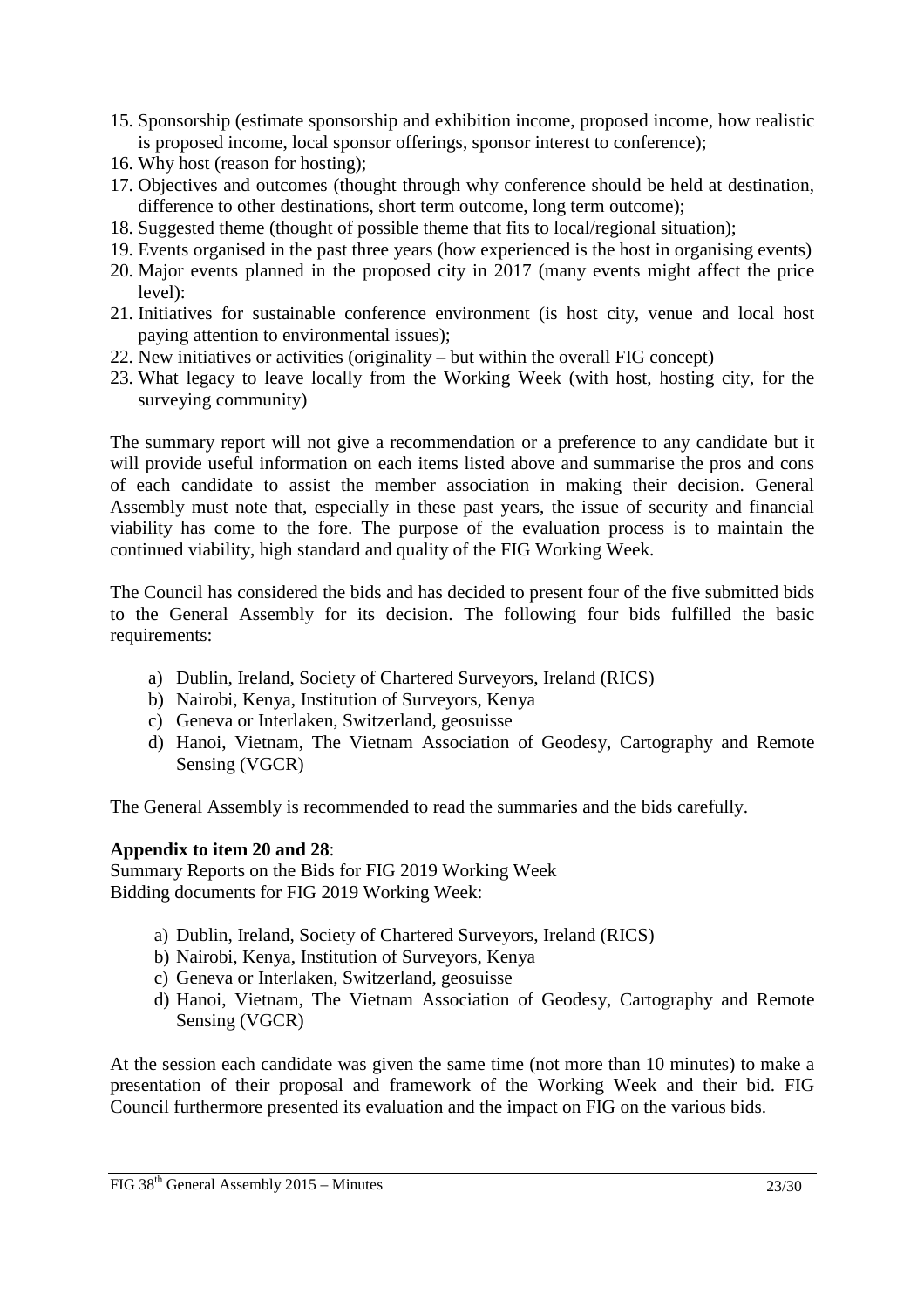15. Sponsorship (estimate sponsorship and exhibition income, proposed income, how realistic is proposed income, local sponsor offerings, sponsor interest to conference);
16. Why host (reason for hosting);
17. Objectives and outcomes (thought through why conference should be held at destination, difference to other destinations, short term outcome, long term outcome);
18. Suggested theme (thought of possible theme that fits to local/regional situation);
19. Events organised in the past three years (how experienced is the host in organising events)
20. Major events planned in the proposed city in 2017 (many events might affect the price level):
21. Initiatives for sustainable conference environment (is host city, venue and local host paying attention to environmental issues);
22. New initiatives or activities (originality – but within the overall FIG concept)
23. What legacy to leave locally from the Working Week (with host, hosting city, for the surveying community)

The summary report will not give a recommendation or a preference to any candidate but it will provide useful information on each items listed above and summarise the pros and cons of each candidate to assist the member association in making their decision. General Assembly must note that, especially in these past years, the issue of security and financial viability has come to the fore. The purpose of the evaluation process is to maintain the continued viability, high standard and quality of the FIG Working Week.

The Council has considered the bids and has decided to present four of the five submitted bids to the General Assembly for its decision. The following four bids fulfilled the basic requirements:

a) Dublin, Ireland, Society of Chartered Surveyors, Ireland (RICS)
b) Nairobi, Kenya, Institution of Surveyors, Kenya
c) Geneva or Interlaken, Switzerland, geosuisse
d) Hanoi, Vietnam, The Vietnam Association of Geodesy, Cartography and Remote Sensing (VGCR)

The General Assembly is recommended to read the summaries and the bids carefully.

**Appendix to item 20 and 28**:
Summary Reports on the Bids for FIG 2019 Working Week
Bidding documents for FIG 2019 Working Week:

a) Dublin, Ireland, Society of Chartered Surveyors, Ireland (RICS)
b) Nairobi, Kenya, Institution of Surveyors, Kenya
c) Geneva or Interlaken, Switzerland, geosuisse
d) Hanoi, Vietnam, The Vietnam Association of Geodesy, Cartography and Remote Sensing (VGCR)

At the session each candidate was given the same time (not more than 10 minutes) to make a presentation of their proposal and framework of the Working Week and their bid. FIG Council furthermore presented its evaluation and the impact on FIG on the various bids.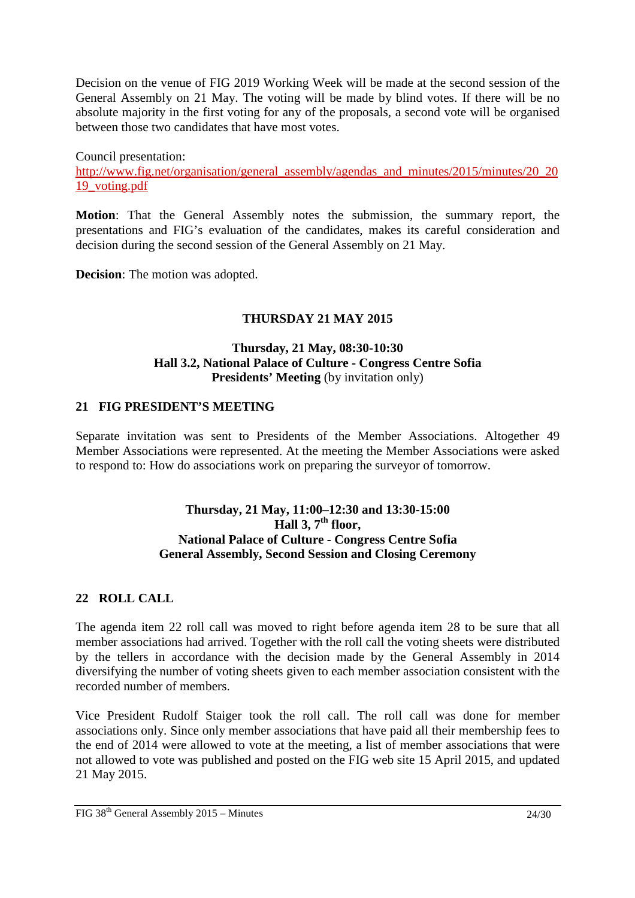Decision on the venue of FIG 2019 Working Week will be made at the second session of the General Assembly on 21 May. The voting will be made by blind votes. If there will be no absolute majority in the first voting for any of the proposals, a second vote will be organised between those two candidates that have most votes.

Council presentation:
http://www.fig.net/organisation/general_assembly/agendas_and_minutes/2015/minutes/20_2019_voting.pdf

**Motion**: That the General Assembly notes the submission, the summary report, the presentations and FIG's evaluation of the candidates, makes its careful consideration and decision during the second session of the General Assembly on 21 May.

**Decision**: The motion was adopted.

## THURSDAY 21 MAY 2015

**Thursday, 21 May, 08:30-10:30**
**Hall 3.2, National Palace of Culture - Congress Centre Sofia**
**Presidents' Meeting** (by invitation only)

### 21 FIG PRESIDENT'S MEETING

Separate invitation was sent to Presidents of the Member Associations. Altogether 49 Member Associations were represented. At the meeting the Member Associations were asked to respond to: How do associations work on preparing the surveyor of tomorrow.

**Thursday, 21 May, 11:00–12:30 and 13:30-15:00**
**Hall 3, 7th floor,**
**National Palace of Culture - Congress Centre Sofia**
**General Assembly, Second Session and Closing Ceremony**

### 22 ROLL CALL

The agenda item 22 roll call was moved to right before agenda item 28 to be sure that all member associations had arrived. Together with the roll call the voting sheets were distributed by the tellers in accordance with the decision made by the General Assembly in 2014 diversifying the number of voting sheets given to each member association consistent with the recorded number of members.

Vice President Rudolf Staiger took the roll call. The roll call was done for member associations only. Since only member associations that have paid all their membership fees to the end of 2014 were allowed to vote at the meeting, a list of member associations that were not allowed to vote was published and posted on the FIG web site 15 April 2015, and updated 21 May 2015.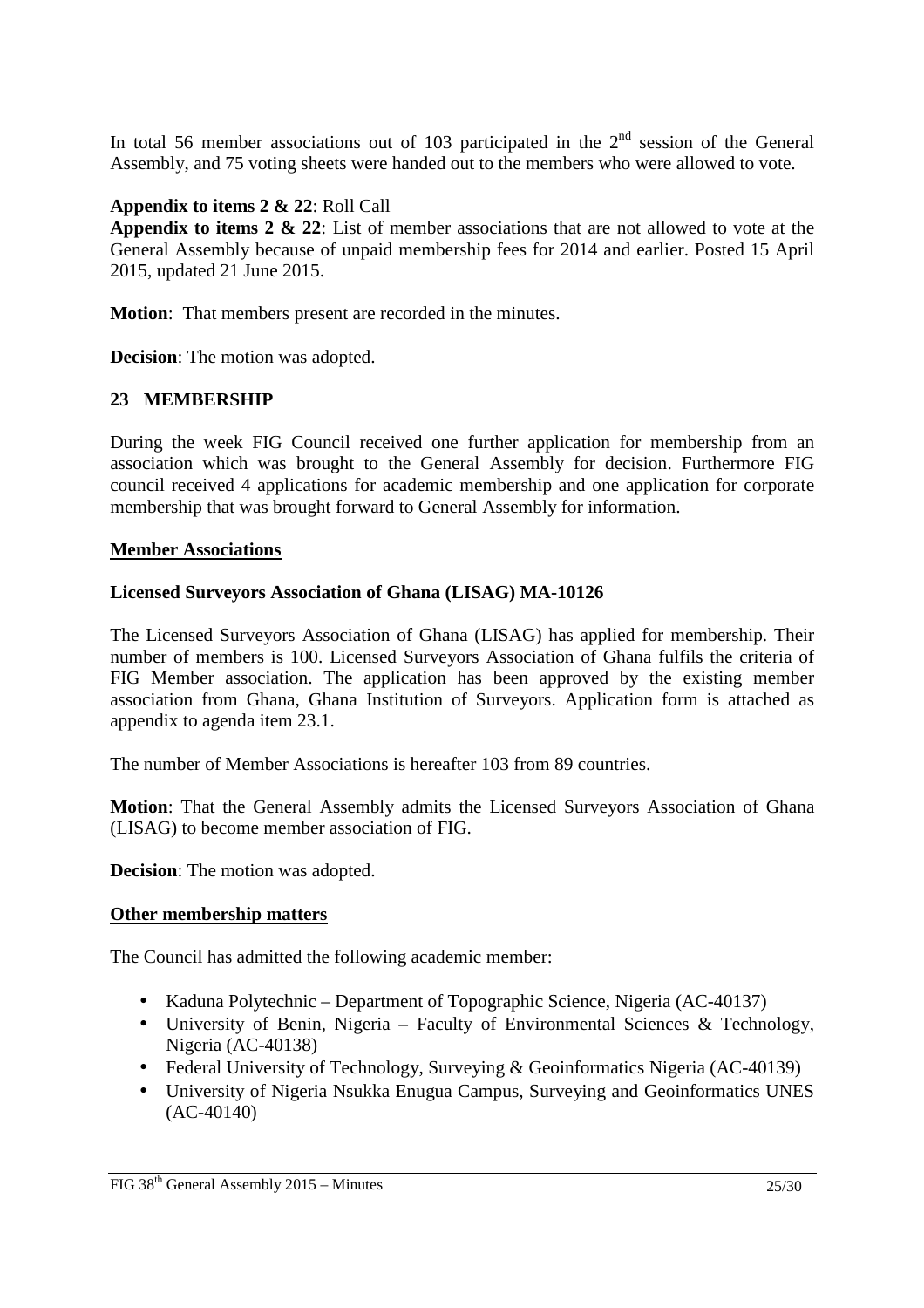In total 56 member associations out of 103 participated in the 2nd session of the General Assembly, and 75 voting sheets were handed out to the members who were allowed to vote.

**Appendix to items 2 & 22**: Roll Call
**Appendix to items 2 & 22**: List of member associations that are not allowed to vote at the General Assembly because of unpaid membership fees for 2014 and earlier. Posted 15 April 2015, updated 21 June 2015.

**Motion**: That members present are recorded in the minutes.

**Decision**: The motion was adopted.

## 23 MEMBERSHIP

During the week FIG Council received one further application for membership from an association which was brought to the General Assembly for decision. Furthermore FIG council received 4 applications for academic membership and one application for corporate membership that was brought forward to General Assembly for information.

### Member Associations

**Licensed Surveyors Association of Ghana (LISAG) MA-10126**

The Licensed Surveyors Association of Ghana (LISAG) has applied for membership. Their number of members is 100. Licensed Surveyors Association of Ghana fulfils the criteria of FIG Member association. The application has been approved by the existing member association from Ghana, Ghana Institution of Surveyors. Application form is attached as appendix to agenda item 23.1.

The number of Member Associations is hereafter 103 from 89 countries.

**Motion**: That the General Assembly admits the Licensed Surveyors Association of Ghana (LISAG) to become member association of FIG.

**Decision**: The motion was adopted.

### Other membership matters

The Council has admitted the following academic member:

- Kaduna Polytechnic – Department of Topographic Science, Nigeria (AC-40137)
- University of Benin, Nigeria – Faculty of Environmental Sciences & Technology, Nigeria (AC-40138)
- Federal University of Technology, Surveying & Geoinformatics Nigeria (AC-40139)
- University of Nigeria Nsukka Enugua Campus, Surveying and Geoinformatics UNES (AC-40140)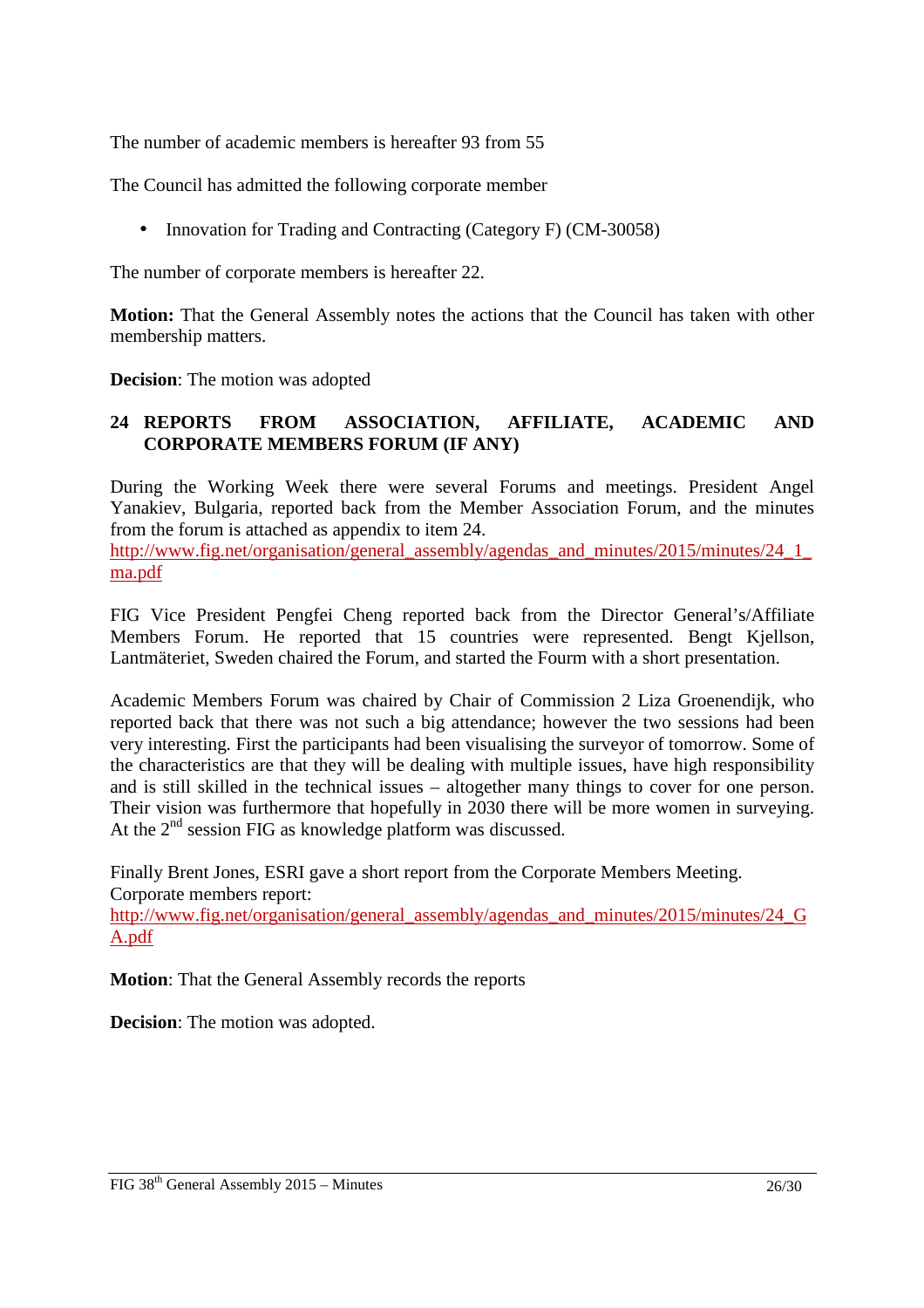The number of academic members is hereafter 93 from 55

The Council has admitted the following corporate member

- Innovation for Trading and Contracting (Category F) (CM-30058)

The number of corporate members is hereafter 22.

**Motion:** That the General Assembly notes the actions that the Council has taken with other membership matters.

**Decision**: The motion was adopted

## 24 REPORTS FROM ASSOCIATION, AFFILIATE, ACADEMIC AND CORPORATE MEMBERS FORUM (IF ANY)

During the Working Week there were several Forums and meetings. President Angel Yanakiev, Bulgaria, reported back from the Member Association Forum, and the minutes from the forum is attached as appendix to item 24.
http://www.fig.net/organisation/general_assembly/agendas_and_minutes/2015/minutes/24_1_ma.pdf

FIG Vice President Pengfei Cheng reported back from the Director General's/Affiliate Members Forum. He reported that 15 countries were represented. Bengt Kjellson, Lantmäteriet, Sweden chaired the Forum, and started the Fourm with a short presentation.

Academic Members Forum was chaired by Chair of Commission 2 Liza Groenendijk, who reported back that there was not such a big attendance; however the two sessions had been very interesting. First the participants had been visualising the surveyor of tomorrow. Some of the characteristics are that they will be dealing with multiple issues, have high responsibility and is still skilled in the technical issues – altogether many things to cover for one person. Their vision was furthermore that hopefully in 2030 there will be more women in surveying. At the 2nd session FIG as knowledge platform was discussed.

Finally Brent Jones, ESRI gave a short report from the Corporate Members Meeting.
Corporate members report:
http://www.fig.net/organisation/general_assembly/agendas_and_minutes/2015/minutes/24_GA.pdf

**Motion**: That the General Assembly records the reports

**Decision**: The motion was adopted.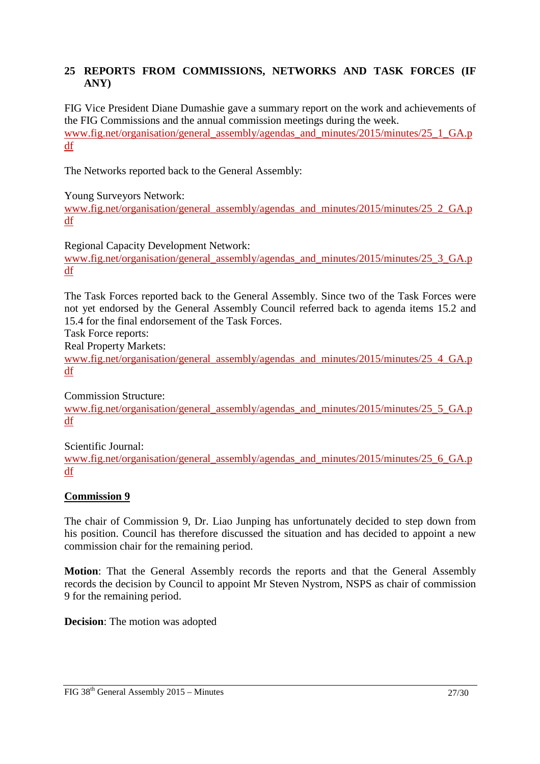## 25 REPORTS FROM COMMISSIONS, NETWORKS AND TASK FORCES (IF ANY)

FIG Vice President Diane Dumashie gave a summary report on the work and achievements of the FIG Commissions and the annual commission meetings during the week. www.fig.net/organisation/general_assembly/agendas_and_minutes/2015/minutes/25_1_GA.pdf

The Networks reported back to the General Assembly:

Young Surveyors Network:
www.fig.net/organisation/general_assembly/agendas_and_minutes/2015/minutes/25_2_GA.pdf

Regional Capacity Development Network:
www.fig.net/organisation/general_assembly/agendas_and_minutes/2015/minutes/25_3_GA.pdf

The Task Forces reported back to the General Assembly. Since two of the Task Forces were not yet endorsed by the General Assembly Council referred back to agenda items 15.2 and 15.4 for the final endorsement of the Task Forces.
Task Force reports:
Real Property Markets:
www.fig.net/organisation/general_assembly/agendas_and_minutes/2015/minutes/25_4_GA.pdf

Commission Structure:
www.fig.net/organisation/general_assembly/agendas_and_minutes/2015/minutes/25_5_GA.pdf

Scientific Journal:
www.fig.net/organisation/general_assembly/agendas_and_minutes/2015/minutes/25_6_GA.pdf

**Commission 9**

The chair of Commission 9, Dr. Liao Junping has unfortunately decided to step down from his position. Council has therefore discussed the situation and has decided to appoint a new commission chair for the remaining period.

**Motion**: That the General Assembly records the reports and that the General Assembly records the decision by Council to appoint Mr Steven Nystrom, NSPS as chair of commission 9 for the remaining period.

**Decision**: The motion was adopted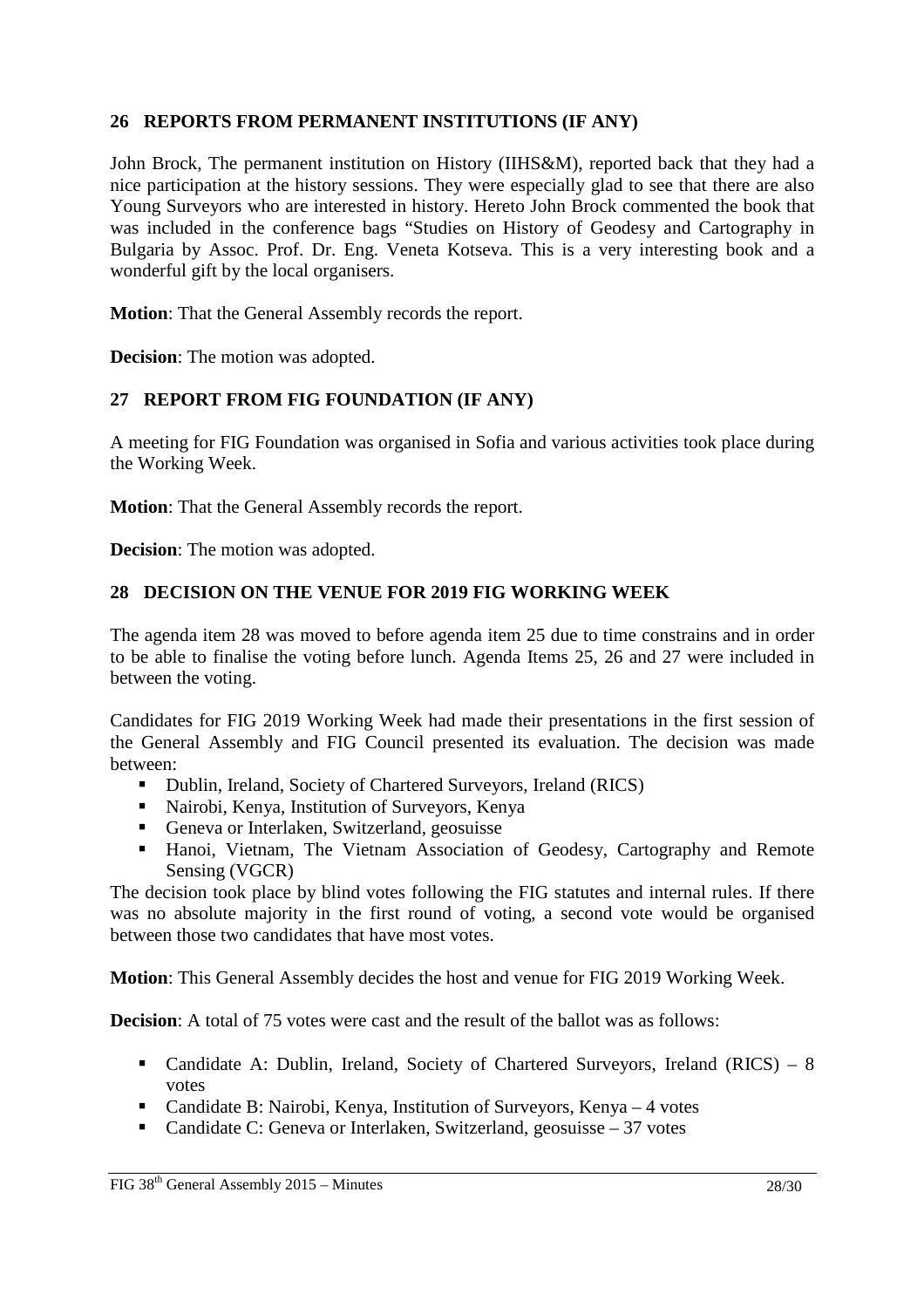## 26 REPORTS FROM PERMANENT INSTITUTIONS (IF ANY)

John Brock, The permanent institution on History (IIHS&M), reported back that they had a nice participation at the history sessions. They were especially glad to see that there are also Young Surveyors who are interested in history. Hereto John Brock commented the book that was included in the conference bags "Studies on History of Geodesy and Cartography in Bulgaria by Assoc. Prof. Dr. Eng. Veneta Kotseva. This is a very interesting book and a wonderful gift by the local organisers.

**Motion**: That the General Assembly records the report.

**Decision**: The motion was adopted.

## 27 REPORT FROM FIG FOUNDATION (IF ANY)

A meeting for FIG Foundation was organised in Sofia and various activities took place during the Working Week.

**Motion**: That the General Assembly records the report.

**Decision**: The motion was adopted.

## 28 DECISION ON THE VENUE FOR 2019 FIG WORKING WEEK

The agenda item 28 was moved to before agenda item 25 due to time constrains and in order to be able to finalise the voting before lunch. Agenda Items 25, 26 and 27 were included in between the voting.

Candidates for FIG 2019 Working Week had made their presentations in the first session of the General Assembly and FIG Council presented its evaluation. The decision was made between:

- Dublin, Ireland, Society of Chartered Surveyors, Ireland (RICS)
- Nairobi, Kenya, Institution of Surveyors, Kenya
- Geneva or Interlaken, Switzerland, geosuisse
- Hanoi, Vietnam, The Vietnam Association of Geodesy, Cartography and Remote Sensing (VGCR)

The decision took place by blind votes following the FIG statutes and internal rules. If there was no absolute majority in the first round of voting, a second vote would be organised between those two candidates that have most votes.

**Motion**: This General Assembly decides the host and venue for FIG 2019 Working Week.

**Decision**: A total of 75 votes were cast and the result of the ballot was as follows:

- Candidate A: Dublin, Ireland, Society of Chartered Surveyors, Ireland (RICS) – 8 votes
- Candidate B: Nairobi, Kenya, Institution of Surveyors, Kenya – 4 votes
- Candidate C: Geneva or Interlaken, Switzerland, geosuisse – 37 votes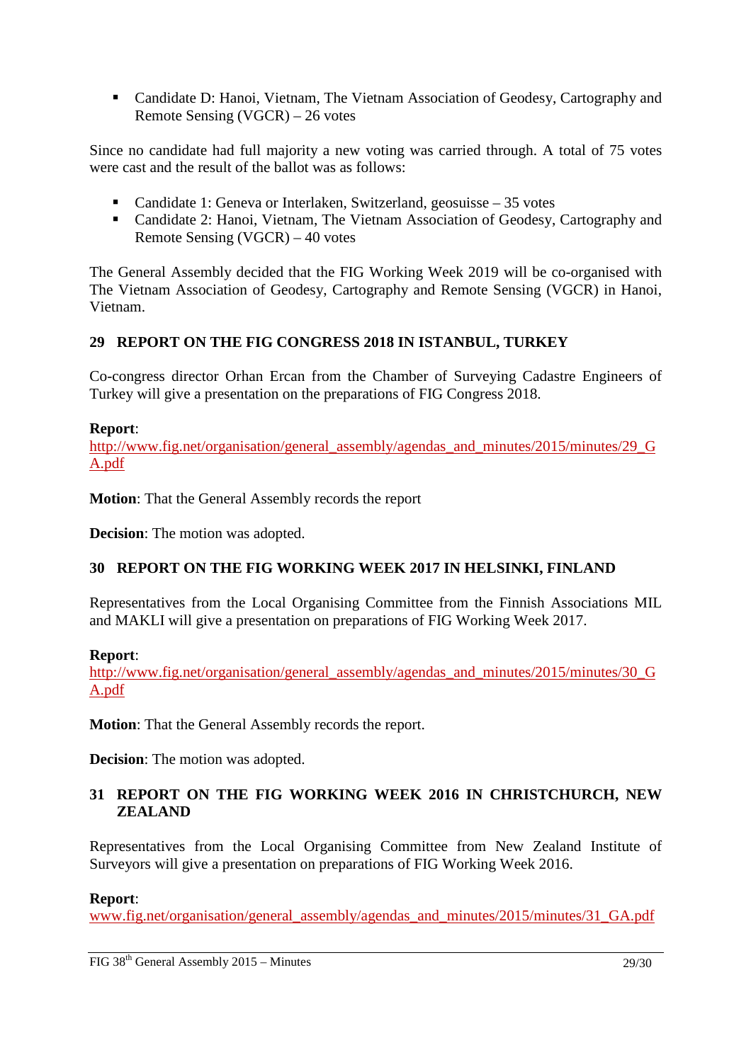- Candidate D: Hanoi, Vietnam, The Vietnam Association of Geodesy, Cartography and Remote Sensing (VGCR) – 26 votes

Since no candidate had full majority a new voting was carried through. A total of 75 votes were cast and the result of the ballot was as follows:

- Candidate 1: Geneva or Interlaken, Switzerland, geosuisse – 35 votes
- Candidate 2: Hanoi, Vietnam, The Vietnam Association of Geodesy, Cartography and Remote Sensing (VGCR) – 40 votes

The General Assembly decided that the FIG Working Week 2019 will be co-organised with The Vietnam Association of Geodesy, Cartography and Remote Sensing (VGCR) in Hanoi, Vietnam.

## 29 REPORT ON THE FIG CONGRESS 2018 IN ISTANBUL, TURKEY

Co-congress director Orhan Ercan from the Chamber of Surveying Cadastre Engineers of Turkey will give a presentation on the preparations of FIG Congress 2018.

**Report**:
http://www.fig.net/organisation/general_assembly/agendas_and_minutes/2015/minutes/29_GA.pdf

**Motion**: That the General Assembly records the report

**Decision**: The motion was adopted.

## 30 REPORT ON THE FIG WORKING WEEK 2017 IN HELSINKI, FINLAND

Representatives from the Local Organising Committee from the Finnish Associations MIL and MAKLI will give a presentation on preparations of FIG Working Week 2017.

**Report**:
http://www.fig.net/organisation/general_assembly/agendas_and_minutes/2015/minutes/30_GA.pdf

**Motion**: That the General Assembly records the report.

**Decision**: The motion was adopted.

## 31 REPORT ON THE FIG WORKING WEEK 2016 IN CHRISTCHURCH, NEW ZEALAND

Representatives from the Local Organising Committee from New Zealand Institute of Surveyors will give a presentation on preparations of FIG Working Week 2016.

**Report**:
www.fig.net/organisation/general_assembly/agendas_and_minutes/2015/minutes/31_GA.pdf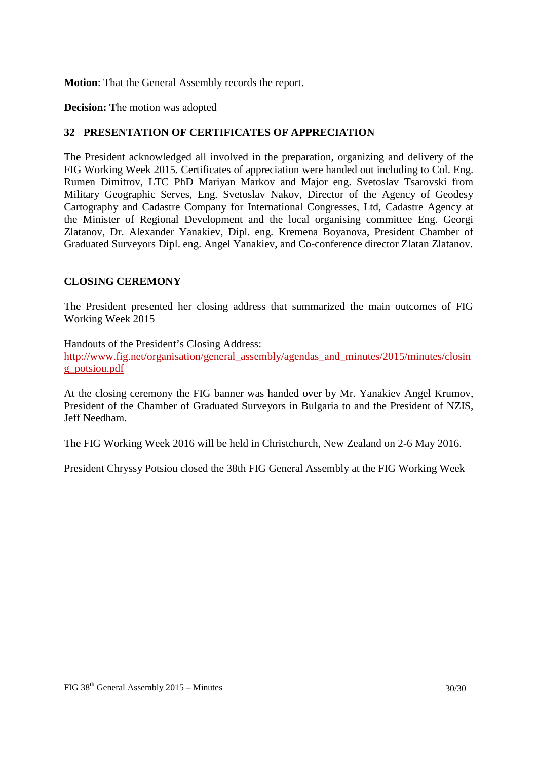**Motion**: That the General Assembly records the report.

**Decision: T**he motion was adopted

## 32 PRESENTATION OF CERTIFICATES OF APPRECIATION

The President acknowledged all involved in the preparation, organizing and delivery of the FIG Working Week 2015. Certificates of appreciation were handed out including to Col. Eng. Rumen Dimitrov, LTC PhD Mariyan Markov and Major eng. Svetoslav Tsarovski from Military Geographic Serves, Eng. Svetoslav Nakov, Director of the Agency of Geodesy Cartography and Cadastre Company for International Congresses, Ltd, Cadastre Agency at the Minister of Regional Development and the local organising committee Eng. Georgi Zlatanov, Dr. Alexander Yanakiev, Dipl. eng. Kremena Boyanova, President Chamber of Graduated Surveyors Dipl. eng. Angel Yanakiev, and Co-conference director Zlatan Zlatanov.

## CLOSING CEREMONY

The President presented her closing address that summarized the main outcomes of FIG Working Week 2015

Handouts of the President's Closing Address:
http://www.fig.net/organisation/general_assembly/agendas_and_minutes/2015/minutes/closing_potsiou.pdf

At the closing ceremony the FIG banner was handed over by Mr. Yanakiev Angel Krumov, President of the Chamber of Graduated Surveyors in Bulgaria to and the President of NZIS, Jeff Needham.

The FIG Working Week 2016 will be held in Christchurch, New Zealand on 2-6 May 2016.

President Chryssy Potsiou closed the 38th FIG General Assembly at the FIG Working Week